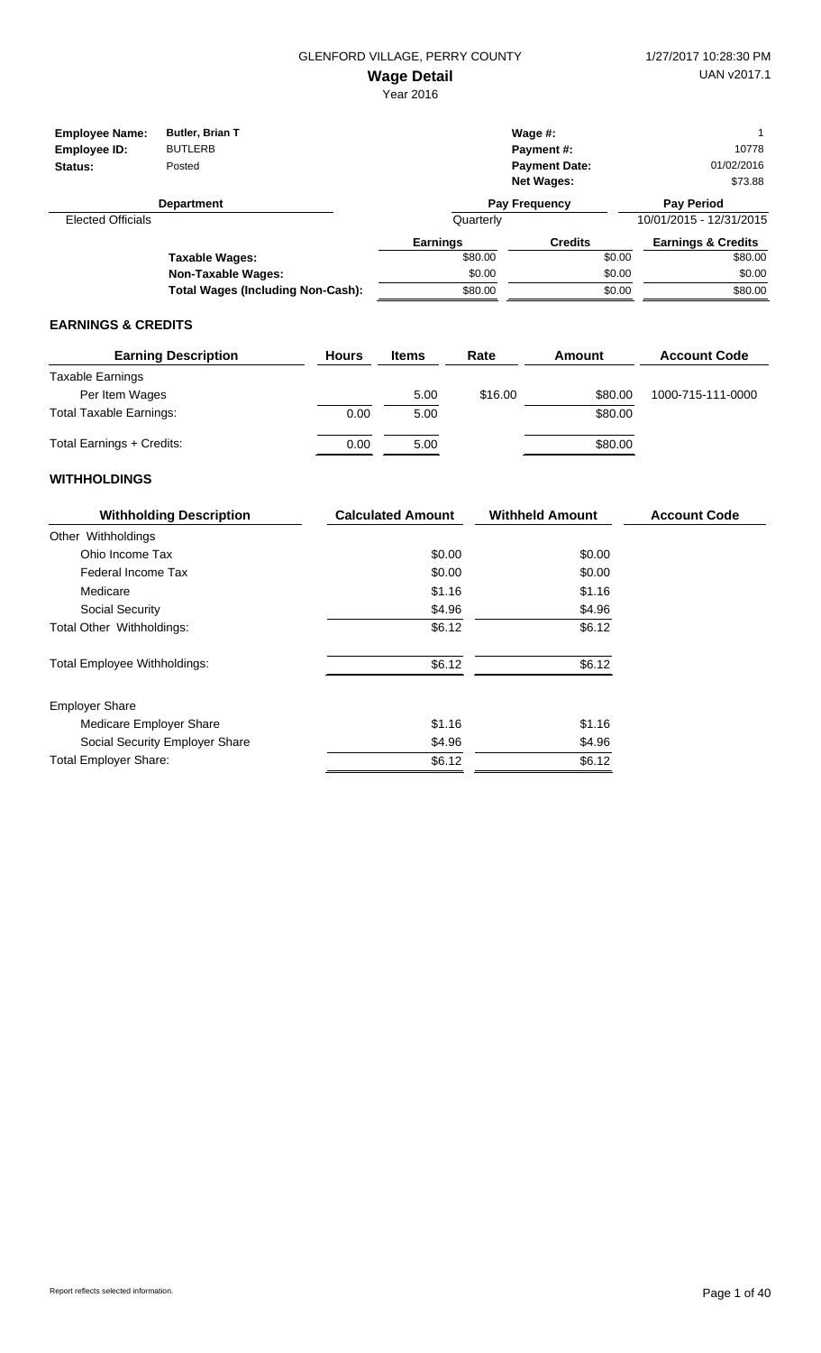GLENFORD VILLAGE, PERRY COUNTY

1/27/2017 10:28:30 PM

# Wage Detail

UAN v2017.1

Year 2016

| | | | |
|---|---|---|---|
| **Employee Name:** | **Butler, Brian T** | **Wage #:** | 1 |
| **Employee ID:** | BUTLERB | **Payment #:** | 10778 |
| **Status:** | Posted | **Payment Date:** | 01/02/2016 |
| | | **Net Wages:** | $73.88 |

| Department | Pay Frequency | Pay Period |
|---|---|---|
| Elected Officials | Quarterly | 10/01/2015 - 12/31/2015 |

| | Earnings | Credits | Earnings & Credits |
|---|---|---|---|
| **Taxable Wages:** | $80.00 | $0.00 | $80.00 |
| **Non-Taxable Wages:** | $0.00 | $0.00 | $0.00 |
| **Total Wages (Including Non-Cash):** | $80.00 | $0.00 | $80.00 |

## EARNINGS & CREDITS

| Earning Description | Hours | Items | Rate | Amount | Account Code |
|---|---|---|---|---|---|
| Taxable Earnings | | | | | |
| Per Item Wages | | 5.00 | $16.00 | $80.00 | 1000-715-111-0000 |
| Total Taxable Earnings: | 0.00 | 5.00 | | $80.00 | |
| Total Earnings + Credits: | 0.00 | 5.00 | | $80.00 | |

## WITHHOLDINGS

| Withholding Description | Calculated Amount | Withheld Amount | Account Code |
|---|---|---|---|
| Other Withholdings | | | |
| Ohio Income Tax | $0.00 | $0.00 | |
| Federal Income Tax | $0.00 | $0.00 | |
| Medicare | $1.16 | $1.16 | |
| Social Security | $4.96 | $4.96 | |
| Total Other Withholdings: | $6.12 | $6.12 | |
| Total Employee Withholdings: | $6.12 | $6.12 | |
| Employer Share | | | |
| Medicare Employer Share | $1.16 | $1.16 | |
| Social Security Employer Share | $4.96 | $4.96 | |
| Total Employer Share: | $6.12 | $6.12 | |

Report reflects selected information.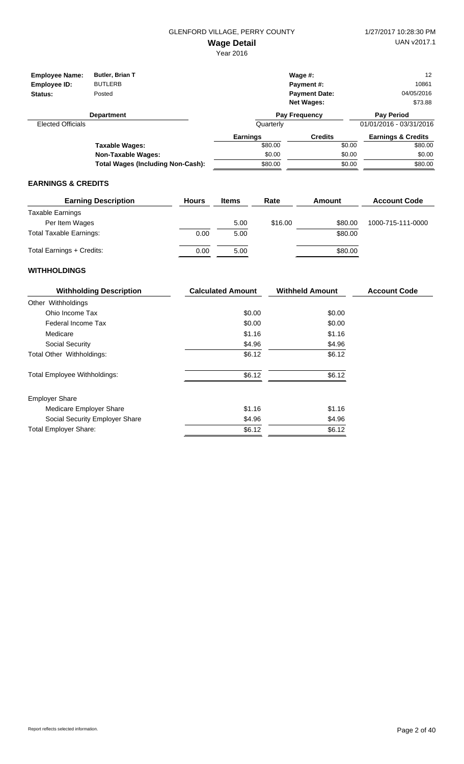GLENFORD VILLAGE, PERRY COUNTY

# Wage Detail

Year 2016

1/27/2017 10:28:30 PM
UAN v2017.1

| | | | |
|---|---|---|---|
| **Employee Name:** | **Butler, Brian T** | **Wage #:** | 12 |
| **Employee ID:** | BUTLERB | **Payment #:** | 10861 |
| **Status:** | Posted | **Payment Date:** | 04/05/2016 |
| | | **Net Wages:** | $73.88 |

| Department | Pay Frequency | Pay Period |
|---|---|---|
| Elected Officials | Quarterly | 01/01/2016 - 03/31/2016 |

| | Earnings | Credits | Earnings & Credits |
|---|---|---|---|
| **Taxable Wages:** | $80.00 | $0.00 | $80.00 |
| **Non-Taxable Wages:** | $0.00 | $0.00 | $0.00 |
| **Total Wages (Including Non-Cash):** | $80.00 | $0.00 | $80.00 |

## EARNINGS & CREDITS

| Earning Description | Hours | Items | Rate | Amount | Account Code |
|---|---|---|---|---|---|
| Taxable Earnings | | | | | |
| Per Item Wages | | 5.00 | $16.00 | $80.00 | 1000-715-111-0000 |
| Total Taxable Earnings: | 0.00 | 5.00 | | $80.00 | |
| Total Earnings + Credits: | 0.00 | 5.00 | | $80.00 | |

## WITHHOLDINGS

| Withholding Description | Calculated Amount | Withheld Amount | Account Code |
|---|---|---|---|
| Other Withholdings | | | |
| Ohio Income Tax | $0.00 | $0.00 | |
| Federal Income Tax | $0.00 | $0.00 | |
| Medicare | $1.16 | $1.16 | |
| Social Security | $4.96 | $4.96 | |
| Total Other Withholdings: | $6.12 | $6.12 | |
| Total Employee Withholdings: | $6.12 | $6.12 | |
| Employer Share | | | |
| Medicare Employer Share | $1.16 | $1.16 | |
| Social Security Employer Share | $4.96 | $4.96 | |
| Total Employer Share: | $6.12 | $6.12 | |

Report reflects selected information.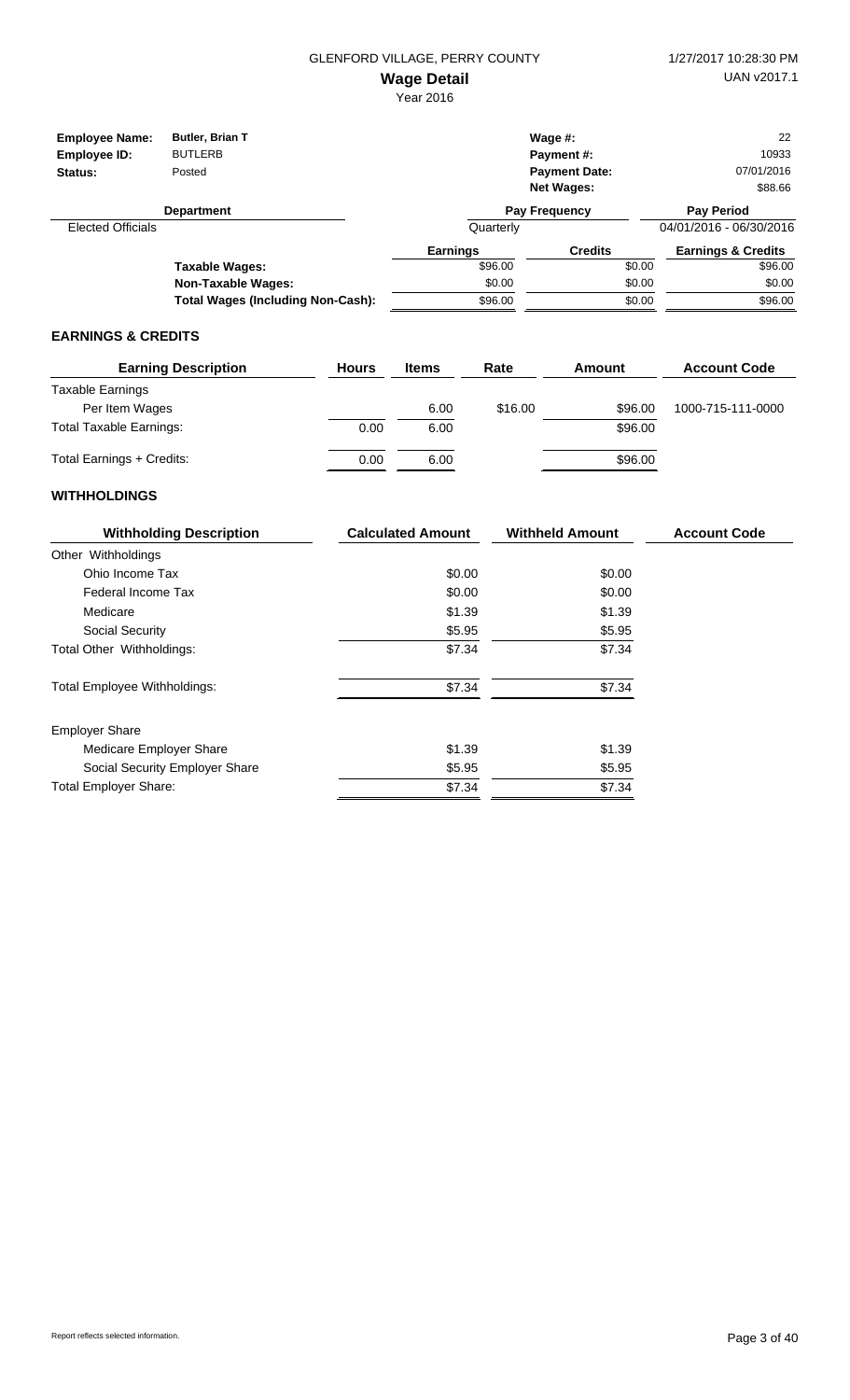GLENFORD VILLAGE, PERRY COUNTY

1/27/2017 10:28:30 PM

**Wage Detail**

UAN v2017.1

Year 2016

| | | | |
|---|---|---|---|
| **Employee Name:** | **Butler, Brian T** | **Wage #:** | 22 |
| **Employee ID:** | BUTLERB | **Payment #:** | 10933 |
| **Status:** | Posted | **Payment Date:** | 07/01/2016 |
| | | **Net Wages:** | $88.66 |

| Department | Pay Frequency | Pay Period |
|---|---|---|
| Elected Officials | Quarterly | 04/01/2016 - 06/30/2016 |

| | Earnings | Credits | Earnings & Credits |
|---|---|---|---|
| **Taxable Wages:** | $96.00 | $0.00 | $96.00 |
| **Non-Taxable Wages:** | $0.00 | $0.00 | $0.00 |
| **Total Wages (Including Non-Cash):** | $96.00 | $0.00 | $96.00 |

## EARNINGS & CREDITS

| Earning Description | Hours | Items | Rate | Amount | Account Code |
|---|---|---|---|---|---|
| Taxable Earnings | | | | | |
| Per Item Wages | | 6.00 | $16.00 | $96.00 | 1000-715-111-0000 |
| Total Taxable Earnings: | 0.00 | 6.00 | | $96.00 | |
| Total Earnings + Credits: | 0.00 | 6.00 | | $96.00 | |

## WITHHOLDINGS

| Withholding Description | Calculated Amount | Withheld Amount | Account Code |
|---|---|---|---|
| Other Withholdings | | | |
| Ohio Income Tax | $0.00 | $0.00 | |
| Federal Income Tax | $0.00 | $0.00 | |
| Medicare | $1.39 | $1.39 | |
| Social Security | $5.95 | $5.95 | |
| Total Other Withholdings: | $7.34 | $7.34 | |
| Total Employee Withholdings: | $7.34 | $7.34 | |
| Employer Share | | | |
| Medicare Employer Share | $1.39 | $1.39 | |
| Social Security Employer Share | $5.95 | $5.95 | |
| Total Employer Share: | $7.34 | $7.34 | |

Report reflects selected information.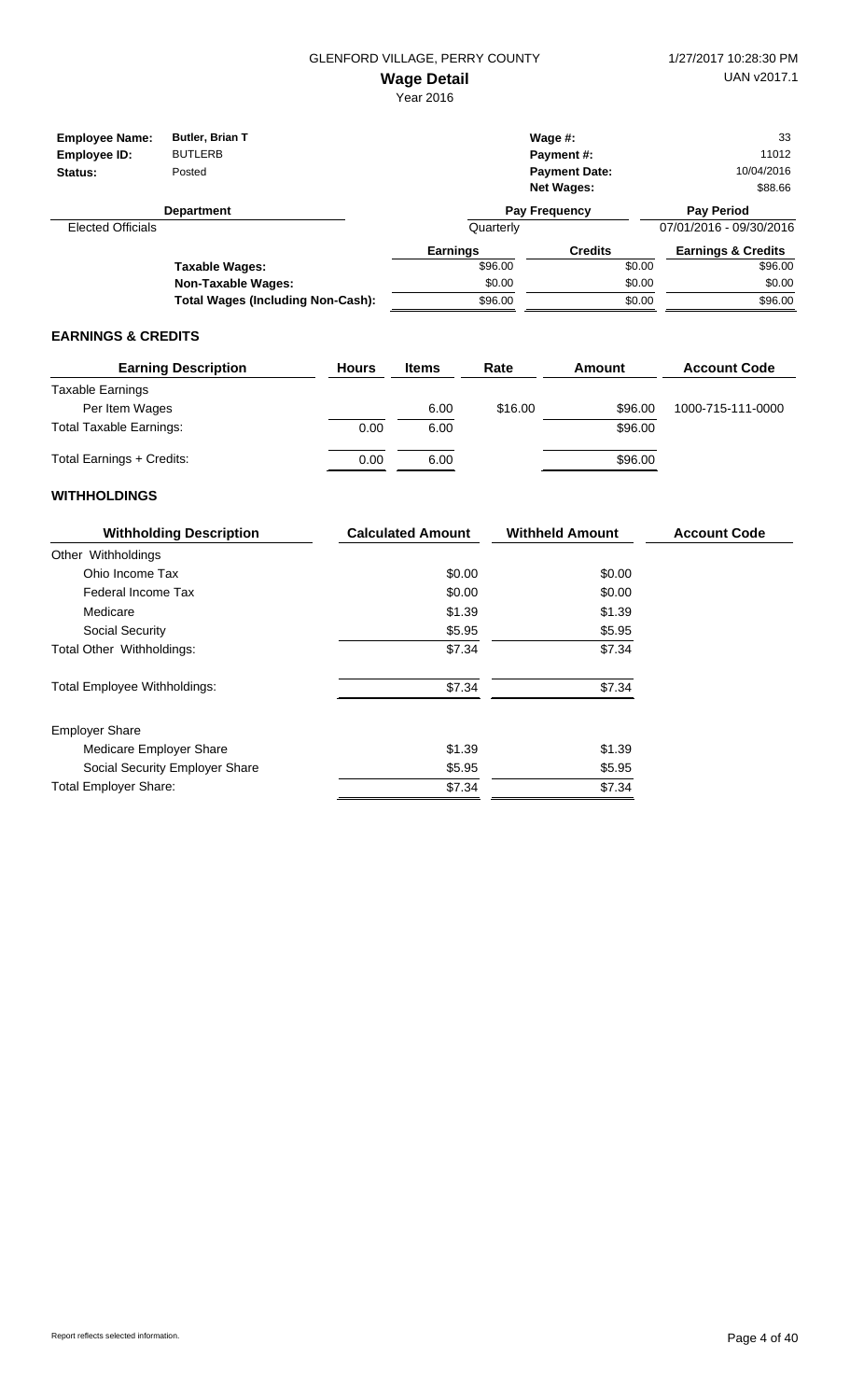GLENFORD VILLAGE, PERRY COUNTY

# Wage Detail

Year 2016

1/27/2017 10:28:30 PM

UAN v2017.1

| | | | |
|---|---|---|---|
| **Employee Name:** | **Butler, Brian T** | **Wage #:** | 33 |
| **Employee ID:** | BUTLERB | **Payment #:** | 11012 |
| **Status:** | Posted | **Payment Date:** | 10/04/2016 |
| | | **Net Wages:** | $88.66 |

| Department | Pay Frequency | Pay Period |
|---|---|---|
| Elected Officials | Quarterly | 07/01/2016 - 09/30/2016 |

| | Earnings | Credits | Earnings & Credits |
|---|---|---|---|
| **Taxable Wages:** | $96.00 | $0.00 | $96.00 |
| **Non-Taxable Wages:** | $0.00 | $0.00 | $0.00 |
| **Total Wages (Including Non-Cash):** | $96.00 | $0.00 | $96.00 |

## EARNINGS & CREDITS

| Earning Description | Hours | Items | Rate | Amount | Account Code |
|---|---|---|---|---|---|
| Taxable Earnings | | | | | |
| Per Item Wages | | 6.00 | $16.00 | $96.00 | 1000-715-111-0000 |
| Total Taxable Earnings: | 0.00 | 6.00 | | $96.00 | |
| Total Earnings + Credits: | 0.00 | 6.00 | | $96.00 | |

## WITHHOLDINGS

| Withholding Description | Calculated Amount | Withheld Amount | Account Code |
|---|---|---|---|
| Other Withholdings | | | |
| Ohio Income Tax | $0.00 | $0.00 | |
| Federal Income Tax | $0.00 | $0.00 | |
| Medicare | $1.39 | $1.39 | |
| Social Security | $5.95 | $5.95 | |
| Total Other Withholdings: | $7.34 | $7.34 | |
| Total Employee Withholdings: | $7.34 | $7.34 | |
| Employer Share | | | |
| Medicare Employer Share | $1.39 | $1.39 | |
| Social Security Employer Share | $5.95 | $5.95 | |
| Total Employer Share: | $7.34 | $7.34 | |

Report reflects selected information.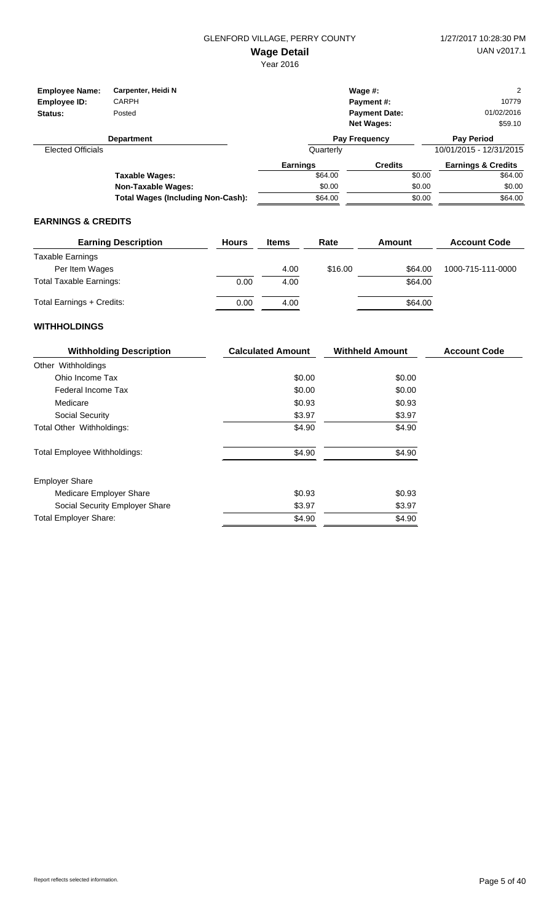GLENFORD VILLAGE, PERRY COUNTY

# Wage Detail

Year 2016

1/27/2017 10:28:30 PM
UAN v2017.1

| | | | |
|---|---|---|---|
| **Employee Name:** | **Carpenter, Heidi N** | **Wage #:** | 2 |
| **Employee ID:** | CARPH | **Payment #:** | 10779 |
| **Status:** | Posted | **Payment Date:** | 01/02/2016 |
| | | **Net Wages:** | $59.10 |

| Department | Pay Frequency | Pay Period |
|---|---|---|
| Elected Officials | Quarterly | 10/01/2015 - 12/31/2015 |

| | Earnings | Credits | Earnings & Credits |
|---|---|---|---|
| **Taxable Wages:** | $64.00 | $0.00 | $64.00 |
| **Non-Taxable Wages:** | $0.00 | $0.00 | $0.00 |
| **Total Wages (Including Non-Cash):** | $64.00 | $0.00 | $64.00 |

## EARNINGS & CREDITS

| Earning Description | Hours | Items | Rate | Amount | Account Code |
|---|---|---|---|---|---|
| Taxable Earnings | | | | | |
| Per Item Wages | | 4.00 | $16.00 | $64.00 | 1000-715-111-0000 |
| Total Taxable Earnings: | 0.00 | 4.00 | | $64.00 | |
| Total Earnings + Credits: | 0.00 | 4.00 | | $64.00 | |

## WITHHOLDINGS

| Withholding Description | Calculated Amount | Withheld Amount | Account Code |
|---|---|---|---|
| Other Withholdings | | | |
| Ohio Income Tax | $0.00 | $0.00 | |
| Federal Income Tax | $0.00 | $0.00 | |
| Medicare | $0.93 | $0.93 | |
| Social Security | $3.97 | $3.97 | |
| Total Other Withholdings: | $4.90 | $4.90 | |
| Total Employee Withholdings: | $4.90 | $4.90 | |
| Employer Share | | | |
| Medicare Employer Share | $0.93 | $0.93 | |
| Social Security Employer Share | $3.97 | $3.97 | |
| Total Employer Share: | $4.90 | $4.90 | |

Report reflects selected information.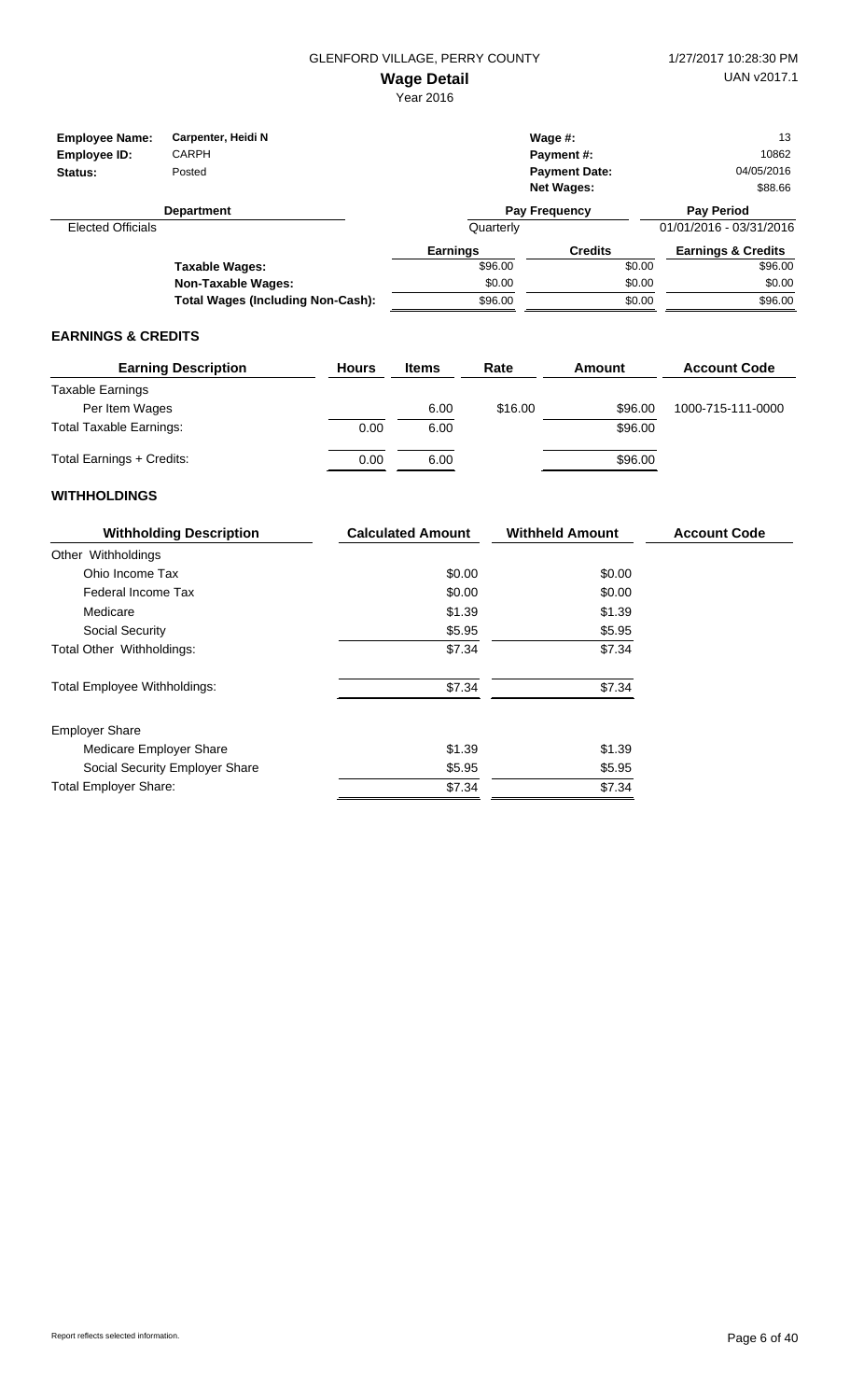GLENFORD VILLAGE, PERRY COUNTY

1/27/2017 10:28:30 PM

UAN v2017.1

# Wage Detail

Year 2016

| | | | |
|---|---|---|---|
| **Employee Name:** | **Carpenter, Heidi N** | **Wage #:** | 13 |
| **Employee ID:** | CARPH | **Payment #:** | 10862 |
| **Status:** | Posted | **Payment Date:** | 04/05/2016 |
| | | **Net Wages:** | $88.66 |

| Department | Pay Frequency | Pay Period |
|---|---|---|
| Elected Officials | Quarterly | 01/01/2016 - 03/31/2016 |

| | Earnings | Credits | Earnings & Credits |
|---|---|---|---|
| **Taxable Wages:** | $96.00 | $0.00 | $96.00 |
| **Non-Taxable Wages:** | $0.00 | $0.00 | $0.00 |
| **Total Wages (Including Non-Cash):** | $96.00 | $0.00 | $96.00 |

## EARNINGS & CREDITS

| Earning Description | Hours | Items | Rate | Amount | Account Code |
|---|---|---|---|---|---|
| Taxable Earnings | | | | | |
| Per Item Wages | | 6.00 | $16.00 | $96.00 | 1000-715-111-0000 |
| Total Taxable Earnings: | 0.00 | 6.00 | | $96.00 | |
| Total Earnings + Credits: | 0.00 | 6.00 | | $96.00 | |

## WITHHOLDINGS

| Withholding Description | Calculated Amount | Withheld Amount | Account Code |
|---|---|---|---|
| Other Withholdings | | | |
| Ohio Income Tax | $0.00 | $0.00 | |
| Federal Income Tax | $0.00 | $0.00 | |
| Medicare | $1.39 | $1.39 | |
| Social Security | $5.95 | $5.95 | |
| Total Other Withholdings: | $7.34 | $7.34 | |
| Total Employee Withholdings: | $7.34 | $7.34 | |
| Employer Share | | | |
| Medicare Employer Share | $1.39 | $1.39 | |
| Social Security Employer Share | $5.95 | $5.95 | |
| Total Employer Share: | $7.34 | $7.34 | |

Report reflects selected information.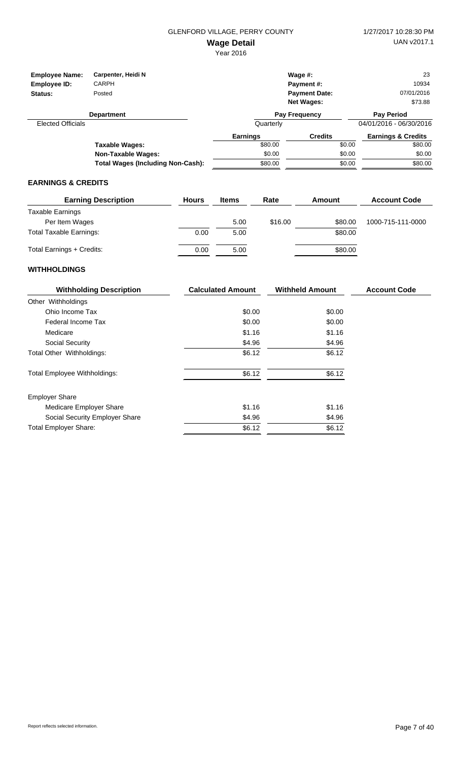GLENFORD VILLAGE, PERRY COUNTY

1/27/2017 10:28:30 PM

# Wage Detail

UAN v2017.1

Year 2016

| | | | |
|---|---|---|---|
| **Employee Name:** | **Carpenter, Heidi N** | **Wage #:** | 23 |
| **Employee ID:** | CARPH | **Payment #:** | 10934 |
| **Status:** | Posted | **Payment Date:** | 07/01/2016 |
| | | **Net Wages:** | $73.88 |

| Department | Pay Frequency | Pay Period |
|---|---|---|
| Elected Officials | Quarterly | 04/01/2016 - 06/30/2016 |

| | Earnings | Credits | Earnings & Credits |
|---|---|---|---|
| **Taxable Wages:** | $80.00 | $0.00 | $80.00 |
| **Non-Taxable Wages:** | $0.00 | $0.00 | $0.00 |
| **Total Wages (Including Non-Cash):** | $80.00 | $0.00 | $80.00 |

## EARNINGS & CREDITS

| Earning Description | Hours | Items | Rate | Amount | Account Code |
|---|---|---|---|---|---|
| Taxable Earnings | | | | | |
| Per Item Wages | | 5.00 | $16.00 | $80.00 | 1000-715-111-0000 |
| Total Taxable Earnings: | 0.00 | 5.00 | | $80.00 | |
| Total Earnings + Credits: | 0.00 | 5.00 | | $80.00 | |

## WITHHOLDINGS

| Withholding Description | Calculated Amount | Withheld Amount | Account Code |
|---|---|---|---|
| Other Withholdings | | | |
| Ohio Income Tax | $0.00 | $0.00 | |
| Federal Income Tax | $0.00 | $0.00 | |
| Medicare | $1.16 | $1.16 | |
| Social Security | $4.96 | $4.96 | |
| Total Other Withholdings: | $6.12 | $6.12 | |
| Total Employee Withholdings: | $6.12 | $6.12 | |
| Employer Share | | | |
| Medicare Employer Share | $1.16 | $1.16 | |
| Social Security Employer Share | $4.96 | $4.96 | |
| Total Employer Share: | $6.12 | $6.12 | |

Report reflects selected information.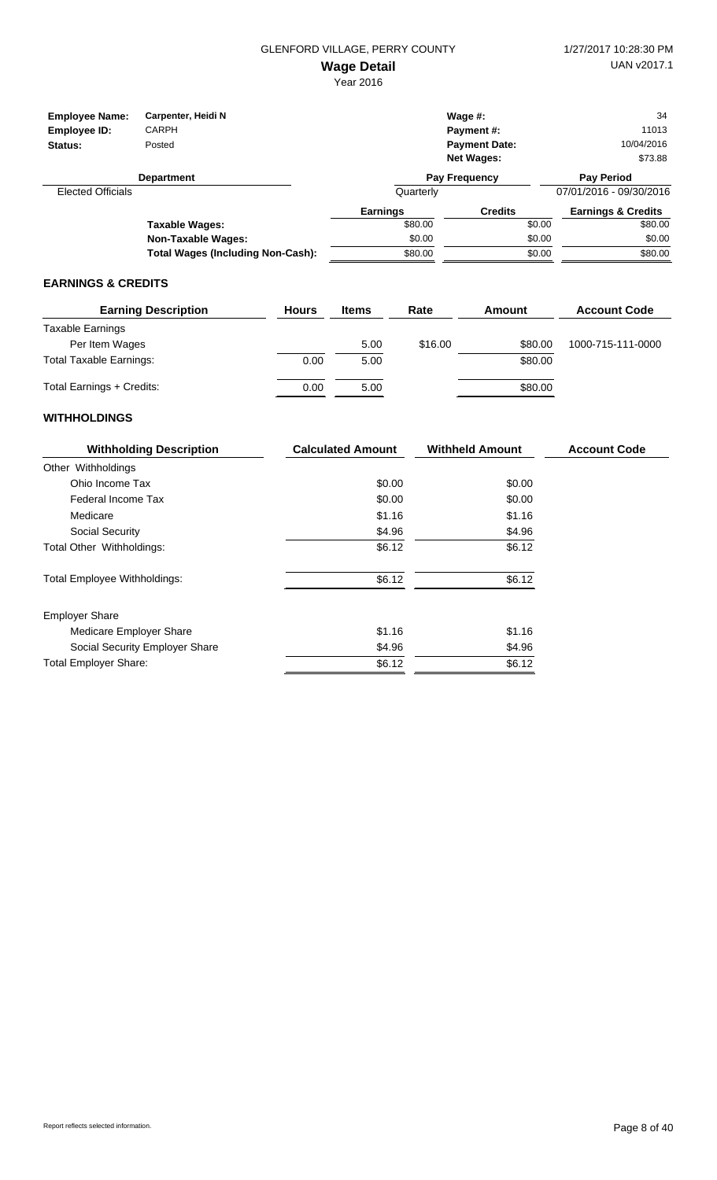GLENFORD VILLAGE, PERRY COUNTY

# Wage Detail

Year 2016

1/27/2017 10:28:30 PM
UAN v2017.1

| | | | |
|---|---|---|---|
| **Employee Name:** | **Carpenter, Heidi N** | **Wage #:** | 34 |
| **Employee ID:** | CARPH | **Payment #:** | 11013 |
| **Status:** | Posted | **Payment Date:** | 10/04/2016 |
| | | **Net Wages:** | $73.88 |

| Department | Pay Frequency | Pay Period |
|---|---|---|
| Elected Officials | Quarterly | 07/01/2016 - 09/30/2016 |

| | Earnings | Credits | Earnings & Credits |
|---|---|---|---|
| **Taxable Wages:** | $80.00 | $0.00 | $80.00 |
| **Non-Taxable Wages:** | $0.00 | $0.00 | $0.00 |
| **Total Wages (Including Non-Cash):** | $80.00 | $0.00 | $80.00 |

## EARNINGS & CREDITS

| Earning Description | Hours | Items | Rate | Amount | Account Code |
|---|---|---|---|---|---|
| Taxable Earnings | | | | | |
| Per Item Wages | | 5.00 | $16.00 | $80.00 | 1000-715-111-0000 |
| Total Taxable Earnings: | 0.00 | 5.00 | | $80.00 | |
| Total Earnings + Credits: | 0.00 | 5.00 | | $80.00 | |

## WITHHOLDINGS

| Withholding Description | Calculated Amount | Withheld Amount | Account Code |
|---|---|---|---|
| Other Withholdings | | | |
| Ohio Income Tax | $0.00 | $0.00 | |
| Federal Income Tax | $0.00 | $0.00 | |
| Medicare | $1.16 | $1.16 | |
| Social Security | $4.96 | $4.96 | |
| Total Other Withholdings: | $6.12 | $6.12 | |
| Total Employee Withholdings: | $6.12 | $6.12 | |
| Employer Share | | | |
| Medicare Employer Share | $1.16 | $1.16 | |
| Social Security Employer Share | $4.96 | $4.96 | |
| Total Employer Share: | $6.12 | $6.12 | |

Report reflects selected information.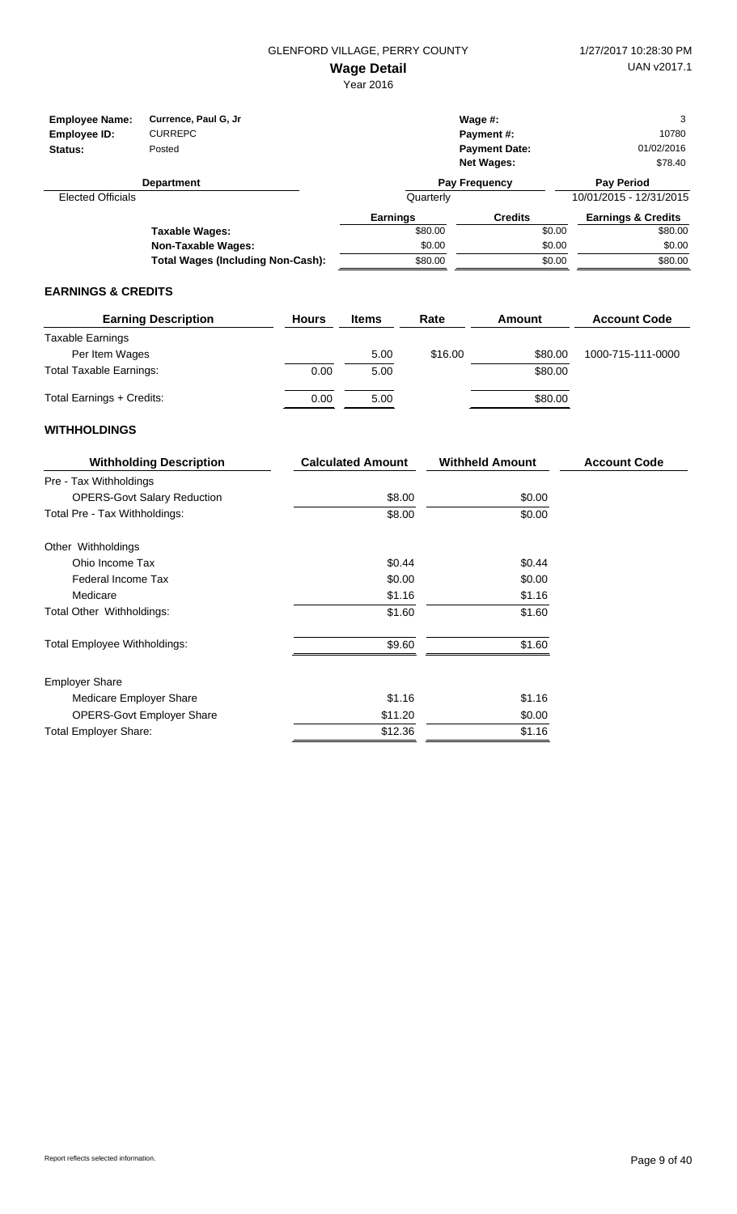GLENFORD VILLAGE, PERRY COUNTY

# Wage Detail

Year 2016

| | | | |
|---|---|---|---|
| **Employee Name:** | **Currence, Paul G, Jr** | **Wage #:** | 3 |
| **Employee ID:** | CURREPC | **Payment #:** | 10780 |
| **Status:** | Posted | **Payment Date:** | 01/02/2016 |
| | | **Net Wages:** | $78.40 |

| Department | Pay Frequency | Pay Period |
|---|---|---|
| Elected Officials | Quarterly | 10/01/2015 - 12/31/2015 |

| | Earnings | Credits | Earnings & Credits |
|---|---|---|---|
| **Taxable Wages:** | $80.00 | $0.00 | $80.00 |
| **Non-Taxable Wages:** | $0.00 | $0.00 | $0.00 |
| **Total Wages (Including Non-Cash):** | $80.00 | $0.00 | $80.00 |

## EARNINGS & CREDITS

| Earning Description | Hours | Items | Rate | Amount | Account Code |
|---|---|---|---|---|---|
| Taxable Earnings | | | | | |
| Per Item Wages | | 5.00 | $16.00 | $80.00 | 1000-715-111-0000 |
| Total Taxable Earnings: | 0.00 | 5.00 | | $80.00 | |
| Total Earnings + Credits: | 0.00 | 5.00 | | $80.00 | |

## WITHHOLDINGS

| Withholding Description | Calculated Amount | Withheld Amount | Account Code |
|---|---|---|---|
| Pre - Tax Withholdings | | | |
| OPERS-Govt Salary Reduction | $8.00 | $0.00 | |
| Total Pre - Tax Withholdings: | $8.00 | $0.00 | |
| Other Withholdings | | | |
| Ohio Income Tax | $0.44 | $0.44 | |
| Federal Income Tax | $0.00 | $0.00 | |
| Medicare | $1.16 | $1.16 | |
| Total Other Withholdings: | $1.60 | $1.60 | |
| Total Employee Withholdings: | $9.60 | $1.60 | |
| Employer Share | | | |
| Medicare Employer Share | $1.16 | $1.16 | |
| OPERS-Govt Employer Share | $11.20 | $0.00 | |
| Total Employer Share: | $12.36 | $1.16 | |

Report reflects selected information.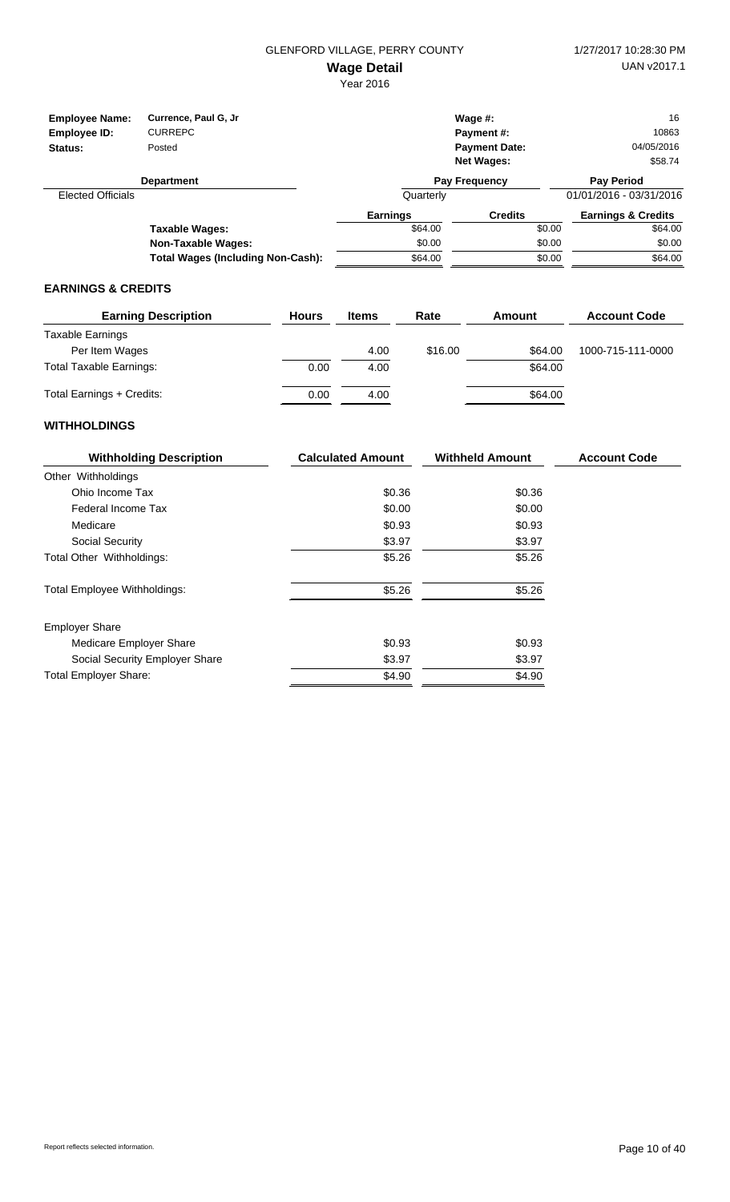GLENFORD VILLAGE, PERRY COUNTY

# Wage Detail

Year 2016

1/27/2017 10:28:30 PM
UAN v2017.1

| | | | |
|---|---|---|---|
| **Employee Name:** | **Currence, Paul G, Jr** | **Wage #:** | 16 |
| **Employee ID:** | CURREPC | **Payment #:** | 10863 |
| **Status:** | Posted | **Payment Date:** | 04/05/2016 |
| | | **Net Wages:** | $58.74 |

| Department | Pay Frequency | Pay Period |
|---|---|---|
| Elected Officials | Quarterly | 01/01/2016 - 03/31/2016 |

| | Earnings | Credits | Earnings & Credits |
|---|---|---|---|
| **Taxable Wages:** | $64.00 | $0.00 | $64.00 |
| **Non-Taxable Wages:** | $0.00 | $0.00 | $0.00 |
| **Total Wages (Including Non-Cash):** | $64.00 | $0.00 | $64.00 |

## EARNINGS & CREDITS

| Earning Description | Hours | Items | Rate | Amount | Account Code |
|---|---|---|---|---|---|
| Taxable Earnings | | | | | |
| Per Item Wages | | 4.00 | $16.00 | $64.00 | 1000-715-111-0000 |
| Total Taxable Earnings: | 0.00 | 4.00 | | $64.00 | |
| Total Earnings + Credits: | 0.00 | 4.00 | | $64.00 | |

## WITHHOLDINGS

| Withholding Description | Calculated Amount | Withheld Amount | Account Code |
|---|---|---|---|
| Other Withholdings | | | |
| Ohio Income Tax | $0.36 | $0.36 | |
| Federal Income Tax | $0.00 | $0.00 | |
| Medicare | $0.93 | $0.93 | |
| Social Security | $3.97 | $3.97 | |
| Total Other Withholdings: | $5.26 | $5.26 | |
| Total Employee Withholdings: | $5.26 | $5.26 | |
| Employer Share | | | |
| Medicare Employer Share | $0.93 | $0.93 | |
| Social Security Employer Share | $3.97 | $3.97 | |
| Total Employer Share: | $4.90 | $4.90 | |

Report reflects selected information.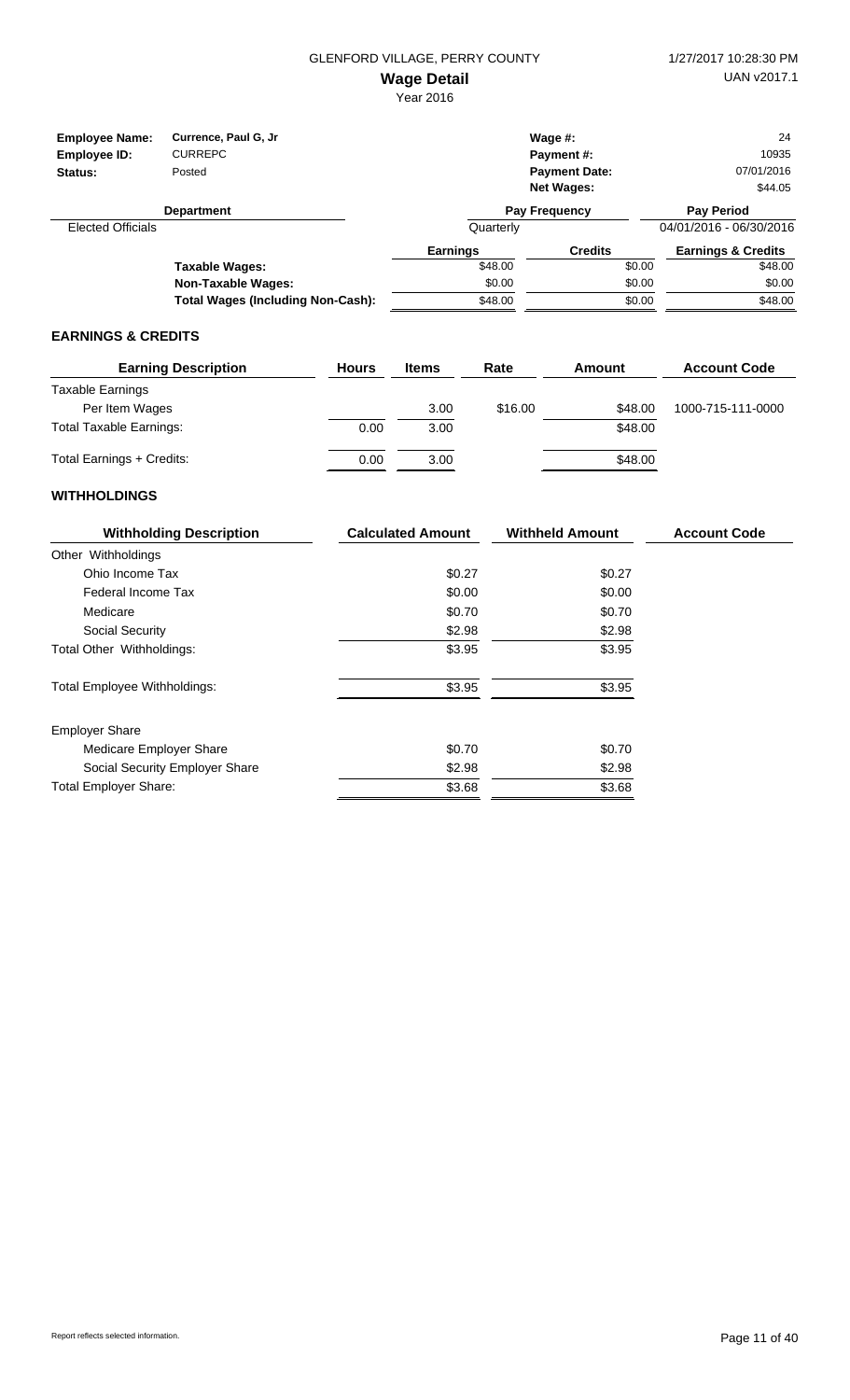GLENFORD VILLAGE, PERRY COUNTY

# Wage Detail

Year 2016

1/27/2017 10:28:30 PM
UAN v2017.1

| | | | |
|---|---|---|---|
| **Employee Name:** | **Currence, Paul G, Jr** | **Wage #:** | 24 |
| **Employee ID:** | CURREPC | **Payment #:** | 10935 |
| **Status:** | Posted | **Payment Date:** | 07/01/2016 |
| | | **Net Wages:** | $44.05 |

| Department | Pay Frequency | Pay Period |
|---|---|---|
| Elected Officials | Quarterly | 04/01/2016 - 06/30/2016 |

| | Earnings | Credits | Earnings & Credits |
|---|---|---|---|
| **Taxable Wages:** | $48.00 | $0.00 | $48.00 |
| **Non-Taxable Wages:** | $0.00 | $0.00 | $0.00 |
| **Total Wages (Including Non-Cash):** | $48.00 | $0.00 | $48.00 |

## EARNINGS & CREDITS

| Earning Description | Hours | Items | Rate | Amount | Account Code |
|---|---|---|---|---|---|
| Taxable Earnings | | | | | |
| Per Item Wages | | 3.00 | $16.00 | $48.00 | 1000-715-111-0000 |
| Total Taxable Earnings: | 0.00 | 3.00 | | $48.00 | |
| Total Earnings + Credits: | 0.00 | 3.00 | | $48.00 | |

## WITHHOLDINGS

| Withholding Description | Calculated Amount | Withheld Amount | Account Code |
|---|---|---|---|
| Other Withholdings | | | |
| Ohio Income Tax | $0.27 | $0.27 | |
| Federal Income Tax | $0.00 | $0.00 | |
| Medicare | $0.70 | $0.70 | |
| Social Security | $2.98 | $2.98 | |
| Total Other Withholdings: | $3.95 | $3.95 | |
| Total Employee Withholdings: | $3.95 | $3.95 | |
| Employer Share | | | |
| Medicare Employer Share | $0.70 | $0.70 | |
| Social Security Employer Share | $2.98 | $2.98 | |
| Total Employer Share: | $3.68 | $3.68 | |

Report reflects selected information.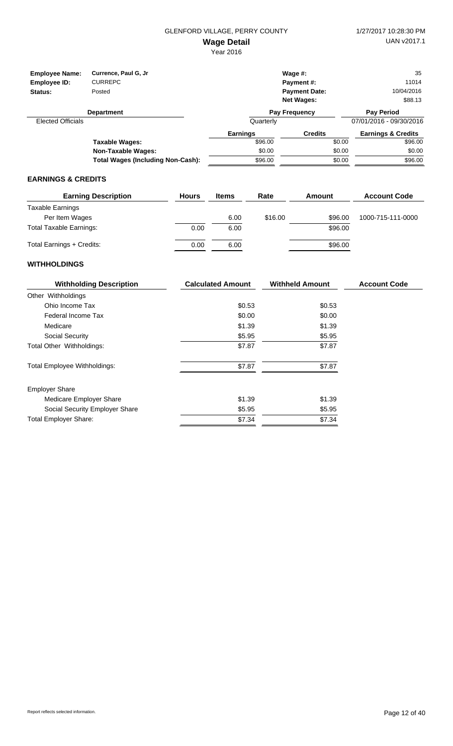GLENFORD VILLAGE, PERRY COUNTY

1/27/2017 10:28:30 PM

UAN v2017.1

# Wage Detail

Year 2016

| | | | |
|---|---|---|---|
| **Employee Name:** | **Currence, Paul G, Jr** | **Wage #:** | 35 |
| **Employee ID:** | CURREPC | **Payment #:** | 11014 |
| **Status:** | Posted | **Payment Date:** | 10/04/2016 |
| | | **Net Wages:** | $88.13 |

| Department | Pay Frequency | Pay Period |
|---|---|---|
| Elected Officials | Quarterly | 07/01/2016 - 09/30/2016 |

| | Earnings | Credits | Earnings & Credits |
|---|---|---|---|
| **Taxable Wages:** | $96.00 | $0.00 | $96.00 |
| **Non-Taxable Wages:** | $0.00 | $0.00 | $0.00 |
| **Total Wages (Including Non-Cash):** | $96.00 | $0.00 | $96.00 |

## EARNINGS & CREDITS

| Earning Description | Hours | Items | Rate | Amount | Account Code |
|---|---|---|---|---|---|
| Taxable Earnings | | | | | |
| Per Item Wages | | 6.00 | $16.00 | $96.00 | 1000-715-111-0000 |
| Total Taxable Earnings: | 0.00 | 6.00 | | $96.00 | |
| Total Earnings + Credits: | 0.00 | 6.00 | | $96.00 | |

## WITHHOLDINGS

| Withholding Description | Calculated Amount | Withheld Amount | Account Code |
|---|---|---|---|
| Other Withholdings | | | |
| Ohio Income Tax | $0.53 | $0.53 | |
| Federal Income Tax | $0.00 | $0.00 | |
| Medicare | $1.39 | $1.39 | |
| Social Security | $5.95 | $5.95 | |
| Total Other Withholdings: | $7.87 | $7.87 | |
| Total Employee Withholdings: | $7.87 | $7.87 | |
| Employer Share | | | |
| Medicare Employer Share | $1.39 | $1.39 | |
| Social Security Employer Share | $5.95 | $5.95 | |
| Total Employer Share: | $7.34 | $7.34 | |

Report reflects selected information.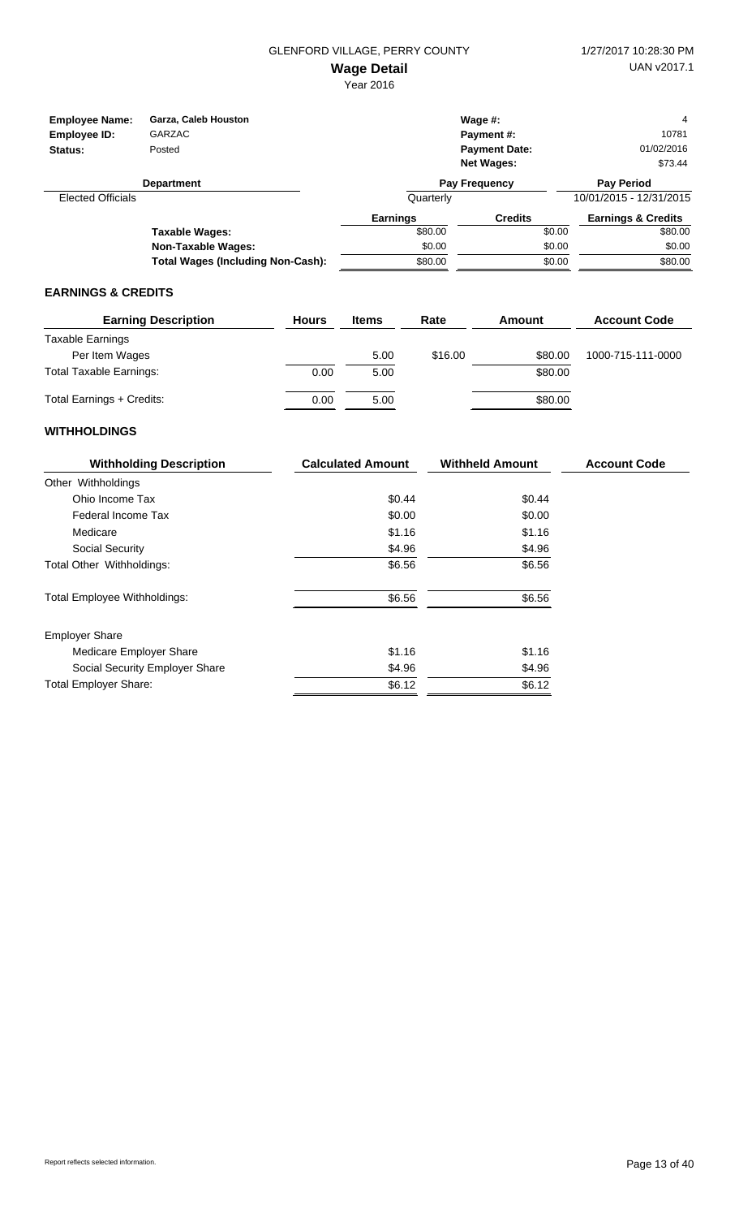GLENFORD VILLAGE, PERRY COUNTY

# Wage Detail

Year 2016

1/27/2017 10:28:30 PM

UAN v2017.1

| | | | |
|---|---|---|---|
| **Employee Name:** | **Garza, Caleb Houston** | **Wage #:** | 4 |
| **Employee ID:** | GARZAC | **Payment #:** | 10781 |
| **Status:** | Posted | **Payment Date:** | 01/02/2016 |
| | | **Net Wages:** | $73.44 |

| Department | Pay Frequency | Pay Period |
|---|---|---|
| Elected Officials | Quarterly | 10/01/2015 - 12/31/2015 |

| | Earnings | Credits | Earnings & Credits |
|---|---|---|---|
| **Taxable Wages:** | $80.00 | $0.00 | $80.00 |
| **Non-Taxable Wages:** | $0.00 | $0.00 | $0.00 |
| **Total Wages (Including Non-Cash):** | $80.00 | $0.00 | $80.00 |

## EARNINGS & CREDITS

| Earning Description | Hours | Items | Rate | Amount | Account Code |
|---|---|---|---|---|---|
| Taxable Earnings | | | | | |
| Per Item Wages | | 5.00 | $16.00 | $80.00 | 1000-715-111-0000 |
| Total Taxable Earnings: | 0.00 | 5.00 | | $80.00 | |
| Total Earnings + Credits: | 0.00 | 5.00 | | $80.00 | |

## WITHHOLDINGS

| Withholding Description | Calculated Amount | Withheld Amount | Account Code |
|---|---|---|---|
| Other Withholdings | | | |
| Ohio Income Tax | $0.44 | $0.44 | |
| Federal Income Tax | $0.00 | $0.00 | |
| Medicare | $1.16 | $1.16 | |
| Social Security | $4.96 | $4.96 | |
| Total Other Withholdings: | $6.56 | $6.56 | |
| Total Employee Withholdings: | $6.56 | $6.56 | |
| Employer Share | | | |
| Medicare Employer Share | $1.16 | $1.16 | |
| Social Security Employer Share | $4.96 | $4.96 | |
| Total Employer Share: | $6.12 | $6.12 | |

Report reflects selected information.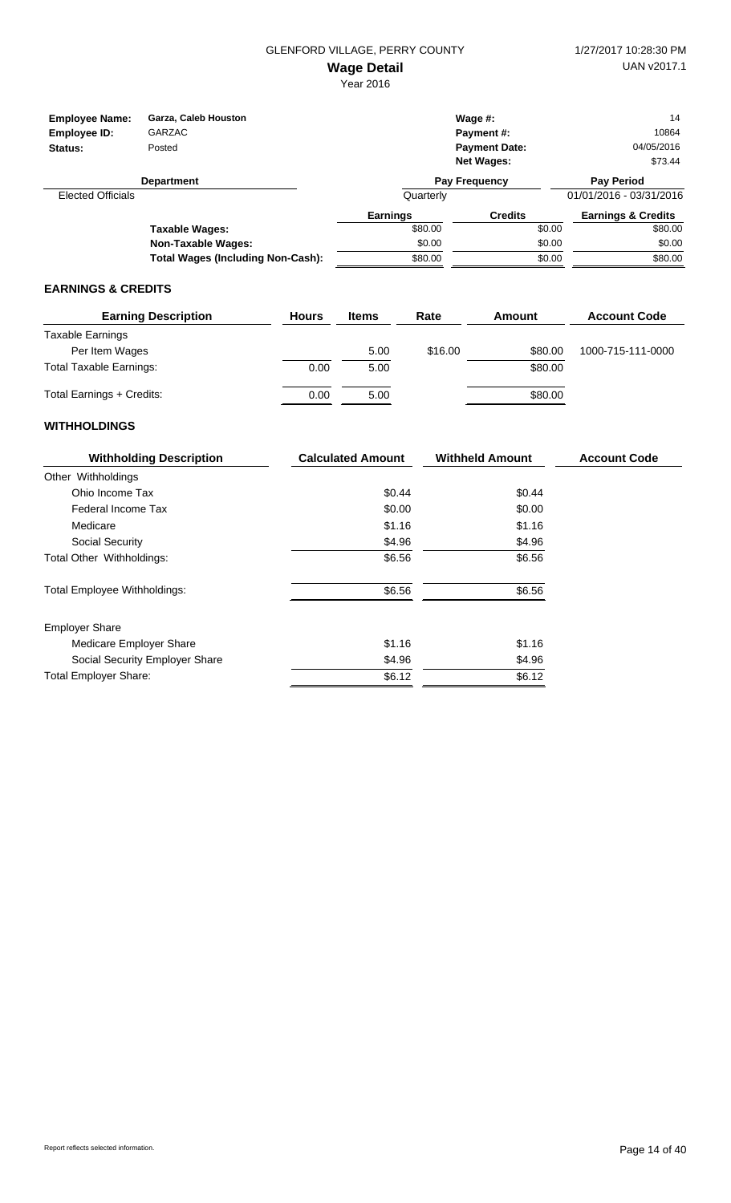GLENFORD VILLAGE, PERRY COUNTY

1/27/2017 10:28:30 PM

UAN v2017.1

# Wage Detail

Year 2016

| | | | |
|---|---|---|---|
| **Employee Name:** | **Garza, Caleb Houston** | **Wage #:** | 14 |
| **Employee ID:** | GARZAC | **Payment #:** | 10864 |
| **Status:** | Posted | **Payment Date:** | 04/05/2016 |
| | | **Net Wages:** | $73.44 |

| Department | Pay Frequency | Pay Period |
|---|---|---|
| Elected Officials | Quarterly | 01/01/2016 - 03/31/2016 |

| | Earnings | Credits | Earnings & Credits |
|---|---|---|---|
| **Taxable Wages:** | $80.00 | $0.00 | $80.00 |
| **Non-Taxable Wages:** | $0.00 | $0.00 | $0.00 |
| **Total Wages (Including Non-Cash):** | $80.00 | $0.00 | $80.00 |

## EARNINGS & CREDITS

| Earning Description | Hours | Items | Rate | Amount | Account Code |
|---|---|---|---|---|---|
| Taxable Earnings | | | | | |
| Per Item Wages | | 5.00 | $16.00 | $80.00 | 1000-715-111-0000 |
| Total Taxable Earnings: | 0.00 | 5.00 | | $80.00 | |
| Total Earnings + Credits: | 0.00 | 5.00 | | $80.00 | |

## WITHHOLDINGS

| Withholding Description | Calculated Amount | Withheld Amount | Account Code |
|---|---|---|---|
| Other Withholdings | | | |
| Ohio Income Tax | $0.44 | $0.44 | |
| Federal Income Tax | $0.00 | $0.00 | |
| Medicare | $1.16 | $1.16 | |
| Social Security | $4.96 | $4.96 | |
| Total Other Withholdings: | $6.56 | $6.56 | |
| Total Employee Withholdings: | $6.56 | $6.56 | |
| Employer Share | | | |
| Medicare Employer Share | $1.16 | $1.16 | |
| Social Security Employer Share | $4.96 | $4.96 | |
| Total Employer Share: | $6.12 | $6.12 | |

Report reflects selected information.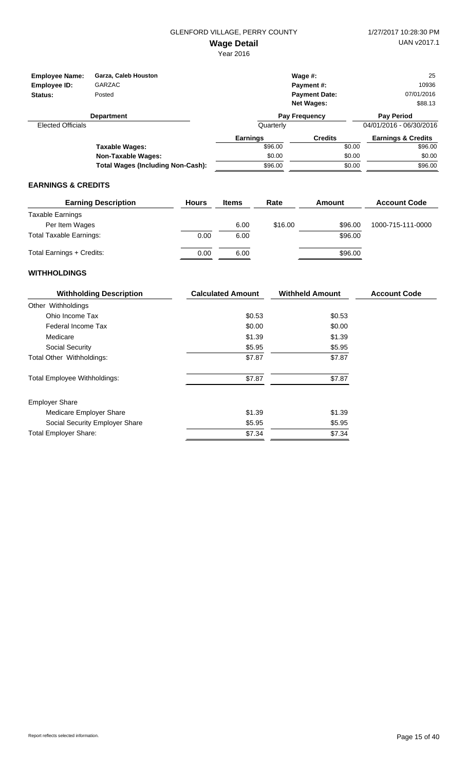GLENFORD VILLAGE, PERRY COUNTY

**Wage Detail**

Year 2016

1/27/2017 10:28:30 PM

UAN v2017.1

| | | | |
|---|---|---|---|
| **Employee Name:** | **Garza, Caleb Houston** | **Wage #:** | 25 |
| **Employee ID:** | GARZAC | **Payment #:** | 10936 |
| **Status:** | Posted | **Payment Date:** | 07/01/2016 |
| | | **Net Wages:** | $88.13 |

| Department | Pay Frequency | Pay Period |
|---|---|---|
| Elected Officials | Quarterly | 04/01/2016 - 06/30/2016 |

| | Earnings | Credits | Earnings & Credits |
|---|---|---|---|
| **Taxable Wages:** | $96.00 | $0.00 | $96.00 |
| **Non-Taxable Wages:** | $0.00 | $0.00 | $0.00 |
| **Total Wages (Including Non-Cash):** | $96.00 | $0.00 | $96.00 |

### EARNINGS & CREDITS

| Earning Description | Hours | Items | Rate | Amount | Account Code |
|---|---|---|---|---|---|
| Taxable Earnings | | | | | |
| Per Item Wages | | 6.00 | $16.00 | $96.00 | 1000-715-111-0000 |
| Total Taxable Earnings: | 0.00 | 6.00 | | $96.00 | |
| Total Earnings + Credits: | 0.00 | 6.00 | | $96.00 | |

### WITHHOLDINGS

| Withholding Description | Calculated Amount | Withheld Amount | Account Code |
|---|---|---|---|
| Other Withholdings | | | |
| Ohio Income Tax | $0.53 | $0.53 | |
| Federal Income Tax | $0.00 | $0.00 | |
| Medicare | $1.39 | $1.39 | |
| Social Security | $5.95 | $5.95 | |
| Total Other Withholdings: | $7.87 | $7.87 | |
| Total Employee Withholdings: | $7.87 | $7.87 | |
| Employer Share | | | |
| Medicare Employer Share | $1.39 | $1.39 | |
| Social Security Employer Share | $5.95 | $5.95 | |
| Total Employer Share: | $7.34 | $7.34 | |

Report reflects selected information.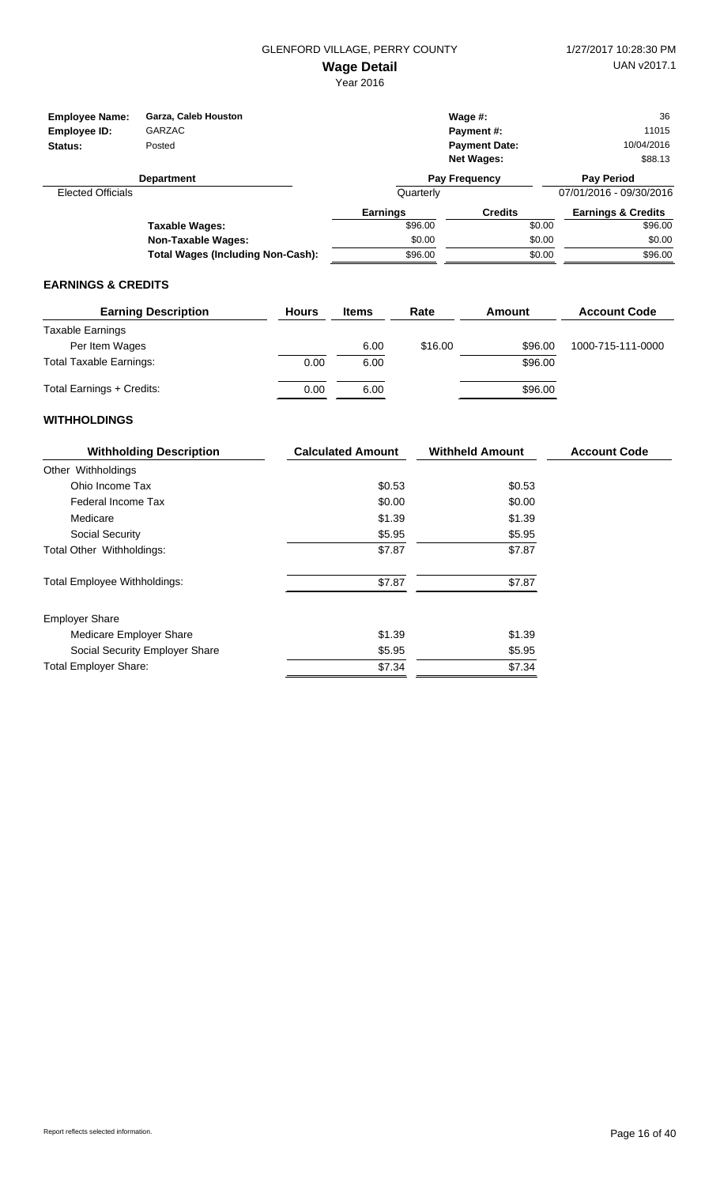GLENFORD VILLAGE, PERRY COUNTY

1/27/2017 10:28:30 PM

# Wage Detail

UAN v2017.1

Year 2016

| | | | |
|---|---|---|---|
| **Employee Name:** | **Garza, Caleb Houston** | **Wage #:** | 36 |
| **Employee ID:** | GARZAC | **Payment #:** | 11015 |
| **Status:** | Posted | **Payment Date:** | 10/04/2016 |
| | | **Net Wages:** | $88.13 |

| Department | Pay Frequency | Pay Period |
|---|---|---|
| Elected Officials | Quarterly | 07/01/2016 - 09/30/2016 |

| | Earnings | Credits | Earnings & Credits |
|---|---|---|---|
| **Taxable Wages:** | $96.00 | $0.00 | $96.00 |
| **Non-Taxable Wages:** | $0.00 | $0.00 | $0.00 |
| **Total Wages (Including Non-Cash):** | $96.00 | $0.00 | $96.00 |

## EARNINGS & CREDITS

| Earning Description | Hours | Items | Rate | Amount | Account Code |
|---|---|---|---|---|---|
| Taxable Earnings | | | | | |
| Per Item Wages | | 6.00 | $16.00 | $96.00 | 1000-715-111-0000 |
| Total Taxable Earnings: | 0.00 | 6.00 | | $96.00 | |
| Total Earnings + Credits: | 0.00 | 6.00 | | $96.00 | |

## WITHHOLDINGS

| Withholding Description | Calculated Amount | Withheld Amount | Account Code |
|---|---|---|---|
| Other Withholdings | | | |
| Ohio Income Tax | $0.53 | $0.53 | |
| Federal Income Tax | $0.00 | $0.00 | |
| Medicare | $1.39 | $1.39 | |
| Social Security | $5.95 | $5.95 | |
| Total Other Withholdings: | $7.87 | $7.87 | |
| Total Employee Withholdings: | $7.87 | $7.87 | |
| Employer Share | | | |
| Medicare Employer Share | $1.39 | $1.39 | |
| Social Security Employer Share | $5.95 | $5.95 | |
| Total Employer Share: | $7.34 | $7.34 | |

Report reflects selected information.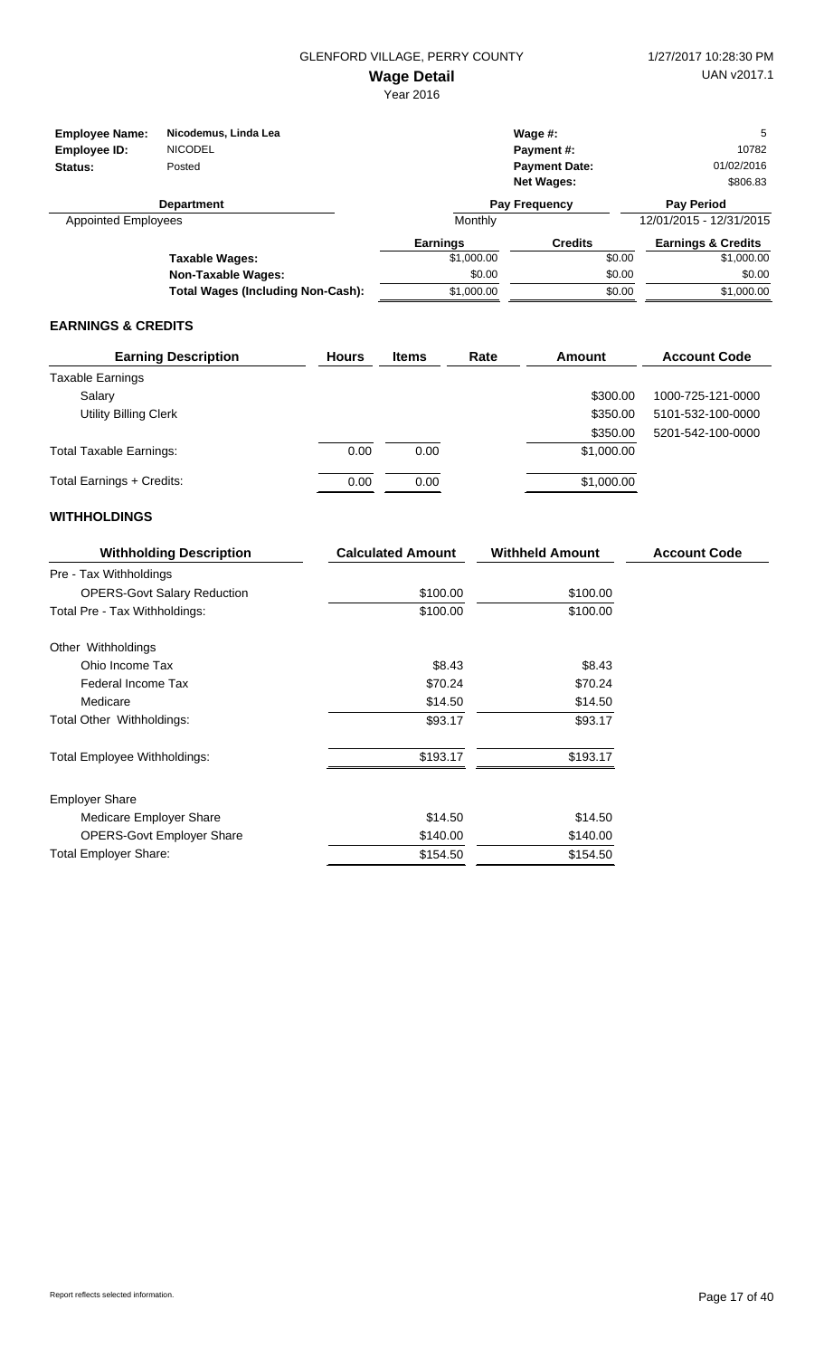GLENFORD VILLAGE, PERRY COUNTY

# Wage Detail

Year 2016

1/27/2017 10:28:30 PM
UAN v2017.1

| | | | |
|---|---|---|---|
| **Employee Name:** | **Nicodemus, Linda Lea** | **Wage #:** | 5 |
| **Employee ID:** | NICODEL | **Payment #:** | 10782 |
| **Status:** | Posted | **Payment Date:** | 01/02/2016 |
| | | **Net Wages:** | $806.83 |

| Department | | Pay Frequency | Pay Period |
|---|---|---|---|
| Appointed Employees | | Monthly | 12/01/2015 - 12/31/2015 |

| | Earnings | Credits | Earnings & Credits |
|---|---|---|---|
| **Taxable Wages:** | $1,000.00 | $0.00 | $1,000.00 |
| **Non-Taxable Wages:** | $0.00 | $0.00 | $0.00 |
| **Total Wages (Including Non-Cash):** | $1,000.00 | $0.00 | $1,000.00 |

## EARNINGS & CREDITS

| Earning Description | Hours | Items | Rate | Amount | Account Code |
|---|---|---|---|---|---|
| Taxable Earnings | | | | | |
| Salary | | | | $300.00 | 1000-725-121-0000 |
| Utility Billing Clerk | | | | $350.00 | 5101-532-100-0000 |
| | | | | $350.00 | 5201-542-100-0000 |
| Total Taxable Earnings: | 0.00 | 0.00 | | $1,000.00 | |
| Total Earnings + Credits: | 0.00 | 0.00 | | $1,000.00 | |

## WITHHOLDINGS

| Withholding Description | Calculated Amount | Withheld Amount | Account Code |
|---|---|---|---|
| Pre - Tax Withholdings | | | |
| OPERS-Govt Salary Reduction | $100.00 | $100.00 | |
| Total Pre - Tax Withholdings: | $100.00 | $100.00 | |
| Other Withholdings | | | |
| Ohio Income Tax | $8.43 | $8.43 | |
| Federal Income Tax | $70.24 | $70.24 | |
| Medicare | $14.50 | $14.50 | |
| Total Other Withholdings: | $93.17 | $93.17 | |
| Total Employee Withholdings: | $193.17 | $193.17 | |
| Employer Share | | | |
| Medicare Employer Share | $14.50 | $14.50 | |
| OPERS-Govt Employer Share | $140.00 | $140.00 | |
| Total Employer Share: | $154.50 | $154.50 | |

Report reflects selected information.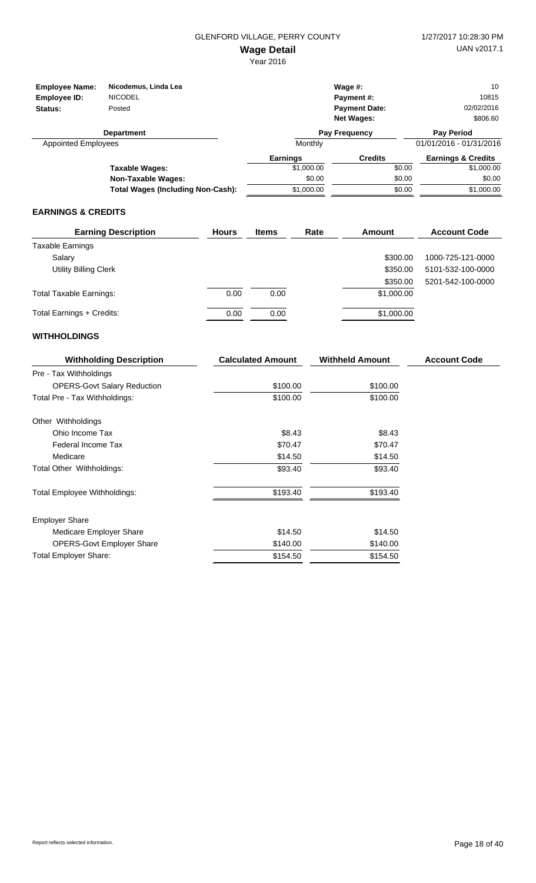GLENFORD VILLAGE, PERRY COUNTY

1/27/2017 10:28:30 PM

**Wage Detail**

UAN v2017.1

Year 2016

| | | | |
|---|---|---|---|
| **Employee Name:** | Nicodemus, Linda Lea | **Wage #:** | 10 |
| **Employee ID:** | NICODEL | **Payment #:** | 10815 |
| **Status:** | Posted | **Payment Date:** | 02/02/2016 |
| | | **Net Wages:** | $806.60 |

| Department | Pay Frequency | Pay Period |
|---|---|---|
| Appointed Employees | Monthly | 01/01/2016 - 01/31/2016 |

| | Earnings | Credits | Earnings & Credits |
|---|---|---|---|
| **Taxable Wages:** | $1,000.00 | $0.00 | $1,000.00 |
| **Non-Taxable Wages:** | $0.00 | $0.00 | $0.00 |
| **Total Wages (Including Non-Cash):** | $1,000.00 | $0.00 | $1,000.00 |

## EARNINGS & CREDITS

| Earning Description | Hours | Items | Rate | Amount | Account Code |
|---|---|---|---|---|---|
| Taxable Earnings | | | | | |
| Salary | | | | $300.00 | 1000-725-121-0000 |
| Utility Billing Clerk | | | | $350.00 | 5101-532-100-0000 |
| | | | | $350.00 | 5201-542-100-0000 |
| Total Taxable Earnings: | 0.00 | 0.00 | | $1,000.00 | |
| Total Earnings + Credits: | 0.00 | 0.00 | | $1,000.00 | |

## WITHHOLDINGS

| Withholding Description | Calculated Amount | Withheld Amount | Account Code |
|---|---|---|---|
| Pre - Tax Withholdings | | | |
| OPERS-Govt Salary Reduction | $100.00 | $100.00 | |
| Total Pre - Tax Withholdings: | $100.00 | $100.00 | |
| Other Withholdings | | | |
| Ohio Income Tax | $8.43 | $8.43 | |
| Federal Income Tax | $70.47 | $70.47 | |
| Medicare | $14.50 | $14.50 | |
| Total Other Withholdings: | $93.40 | $93.40 | |
| Total Employee Withholdings: | $193.40 | $193.40 | |
| Employer Share | | | |
| Medicare Employer Share | $14.50 | $14.50 | |
| OPERS-Govt Employer Share | $140.00 | $140.00 | |
| Total Employer Share: | $154.50 | $154.50 | |

Report reflects selected information.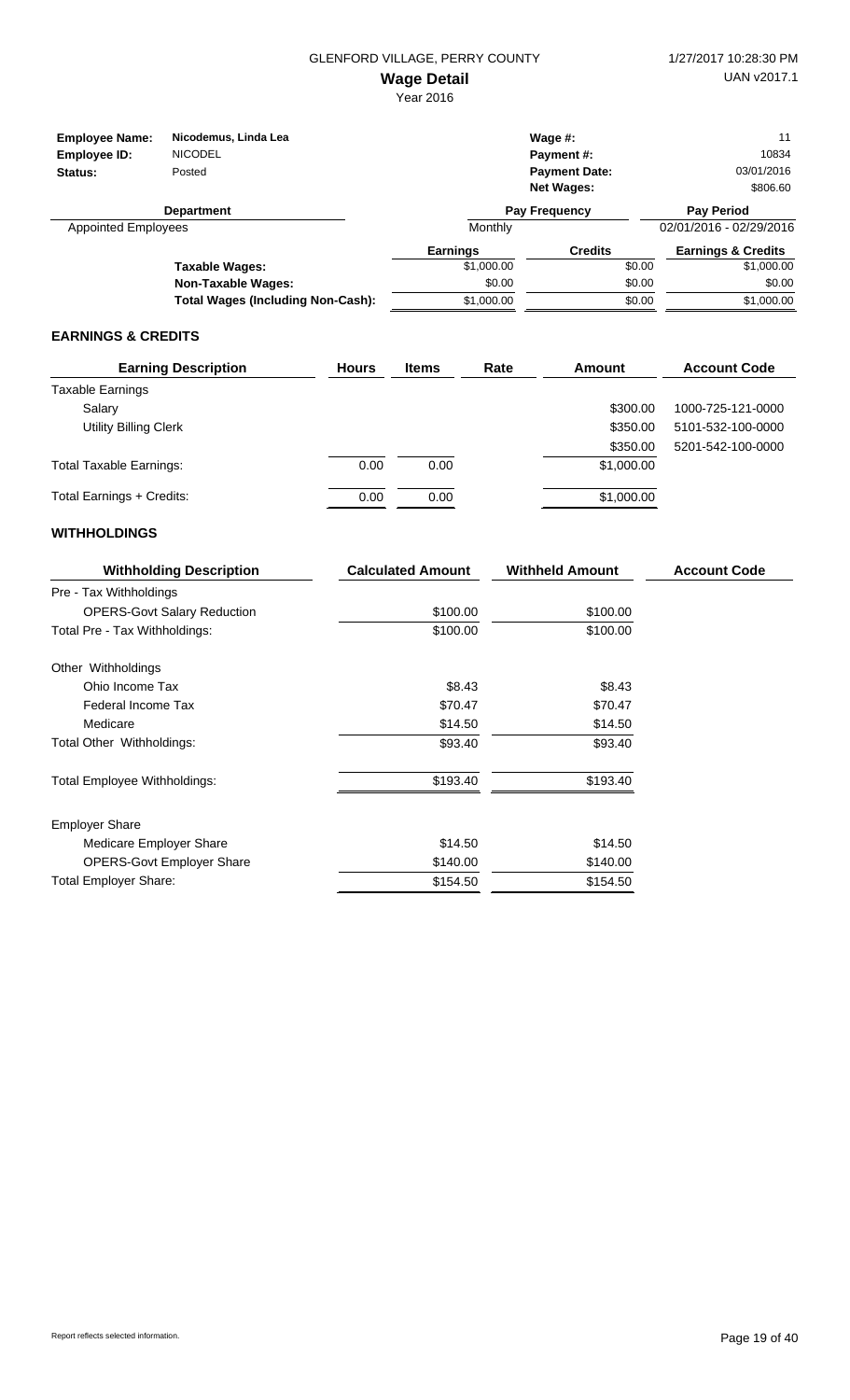GLENFORD VILLAGE, PERRY COUNTY

**Wage Detail**

Year 2016

| | | | |
|---|---|---|---|
| **Employee Name:** | Nicodemus, Linda Lea | **Wage #:** | 11 |
| **Employee ID:** | NICODEL | **Payment #:** | 10834 |
| **Status:** | Posted | **Payment Date:** | 03/01/2016 |
| | | **Net Wages:** | $806.60 |

| Department | Pay Frequency | Pay Period |
|---|---|---|
| Appointed Employees | Monthly | 02/01/2016 - 02/29/2016 |

| | Earnings | Credits | Earnings & Credits |
|---|---|---|---|
| **Taxable Wages:** | $1,000.00 | $0.00 | $1,000.00 |
| **Non-Taxable Wages:** | $0.00 | $0.00 | $0.00 |
| **Total Wages (Including Non-Cash):** | $1,000.00 | $0.00 | $1,000.00 |

## EARNINGS & CREDITS

| Earning Description | Hours | Items | Rate | Amount | Account Code |
|---|---|---|---|---|---|
| Taxable Earnings | | | | | |
| Salary | | | | $300.00 | 1000-725-121-0000 |
| Utility Billing Clerk | | | | $350.00 | 5101-532-100-0000 |
| | | | | $350.00 | 5201-542-100-0000 |
| Total Taxable Earnings: | 0.00 | 0.00 | | $1,000.00 | |
| Total Earnings + Credits: | 0.00 | 0.00 | | $1,000.00 | |

## WITHHOLDINGS

| Withholding Description | Calculated Amount | Withheld Amount | Account Code |
|---|---|---|---|
| Pre - Tax Withholdings | | | |
| OPERS-Govt Salary Reduction | $100.00 | $100.00 | |
| Total Pre - Tax Withholdings: | $100.00 | $100.00 | |
| Other Withholdings | | | |
| Ohio Income Tax | $8.43 | $8.43 | |
| Federal Income Tax | $70.47 | $70.47 | |
| Medicare | $14.50 | $14.50 | |
| Total Other Withholdings: | $93.40 | $93.40 | |
| Total Employee Withholdings: | $193.40 | $193.40 | |
| Employer Share | | | |
| Medicare Employer Share | $14.50 | $14.50 | |
| OPERS-Govt Employer Share | $140.00 | $140.00 | |
| Total Employer Share: | $154.50 | $154.50 | |

Report reflects selected information.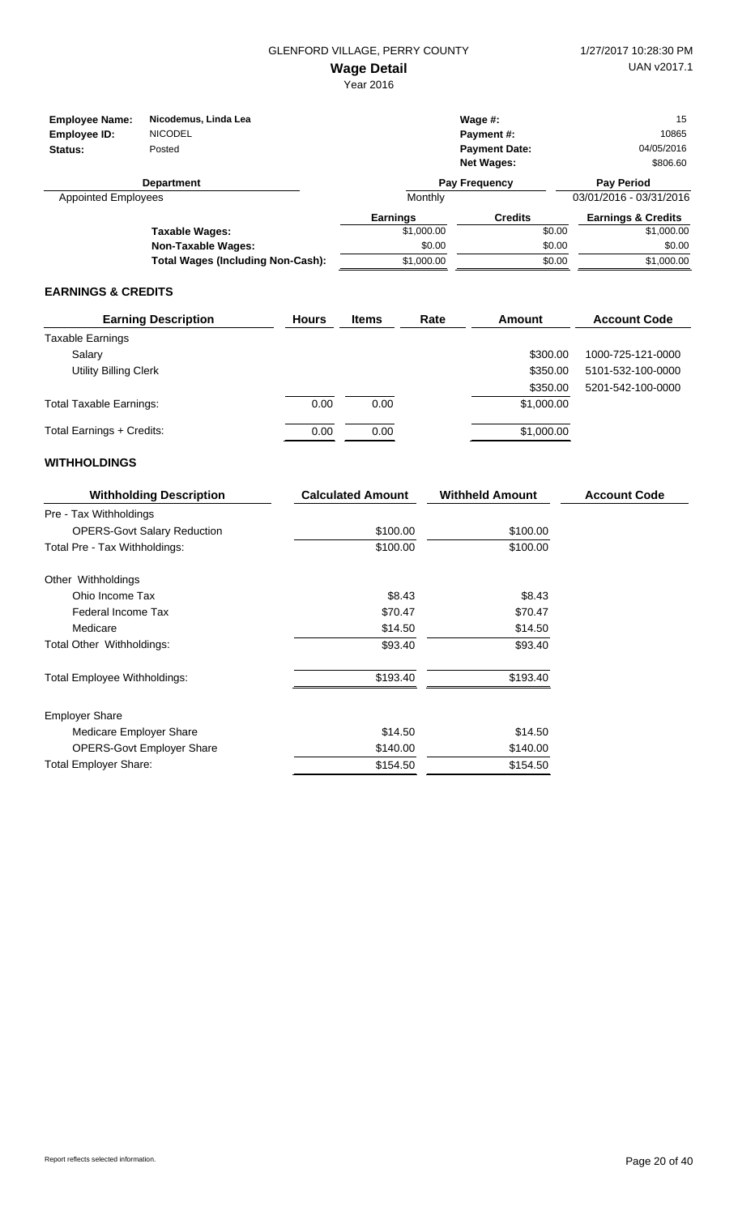GLENFORD VILLAGE, PERRY COUNTY

**Wage Detail**

Year 2016

1/27/2017 10:28:30 PM

UAN v2017.1

| | | | |
|---|---|---|---|
| **Employee Name:** | **Nicodemus, Linda Lea** | **Wage #:** | 15 |
| **Employee ID:** | NICODEL | **Payment #:** | 10865 |
| **Status:** | Posted | **Payment Date:** | 04/05/2016 |
| | | **Net Wages:** | $806.60 |

| Department | Pay Frequency | Pay Period |
|---|---|---|
| Appointed Employees | Monthly | 03/01/2016 - 03/31/2016 |

| | Earnings | Credits | Earnings & Credits |
|---|---|---|---|
| **Taxable Wages:** | $1,000.00 | $0.00 | $1,000.00 |
| **Non-Taxable Wages:** | $0.00 | $0.00 | $0.00 |
| **Total Wages (Including Non-Cash):** | $1,000.00 | $0.00 | $1,000.00 |

## EARNINGS & CREDITS

| Earning Description | Hours | Items | Rate | Amount | Account Code |
|---|---|---|---|---|---|
| Taxable Earnings | | | | | |
| Salary | | | | $300.00 | 1000-725-121-0000 |
| Utility Billing Clerk | | | | $350.00 | 5101-532-100-0000 |
| | | | | $350.00 | 5201-542-100-0000 |
| Total Taxable Earnings: | 0.00 | 0.00 | | $1,000.00 | |
| Total Earnings + Credits: | 0.00 | 0.00 | | $1,000.00 | |

## WITHHOLDINGS

| Withholding Description | Calculated Amount | Withheld Amount | Account Code |
|---|---|---|---|
| Pre - Tax Withholdings | | | |
| OPERS-Govt Salary Reduction | $100.00 | $100.00 | |
| Total Pre - Tax Withholdings: | $100.00 | $100.00 | |
| Other Withholdings | | | |
| Ohio Income Tax | $8.43 | $8.43 | |
| Federal Income Tax | $70.47 | $70.47 | |
| Medicare | $14.50 | $14.50 | |
| Total Other Withholdings: | $93.40 | $93.40 | |
| Total Employee Withholdings: | $193.40 | $193.40 | |
| Employer Share | | | |
| Medicare Employer Share | $14.50 | $14.50 | |
| OPERS-Govt Employer Share | $140.00 | $140.00 | |
| Total Employer Share: | $154.50 | $154.50 | |

Report reflects selected information.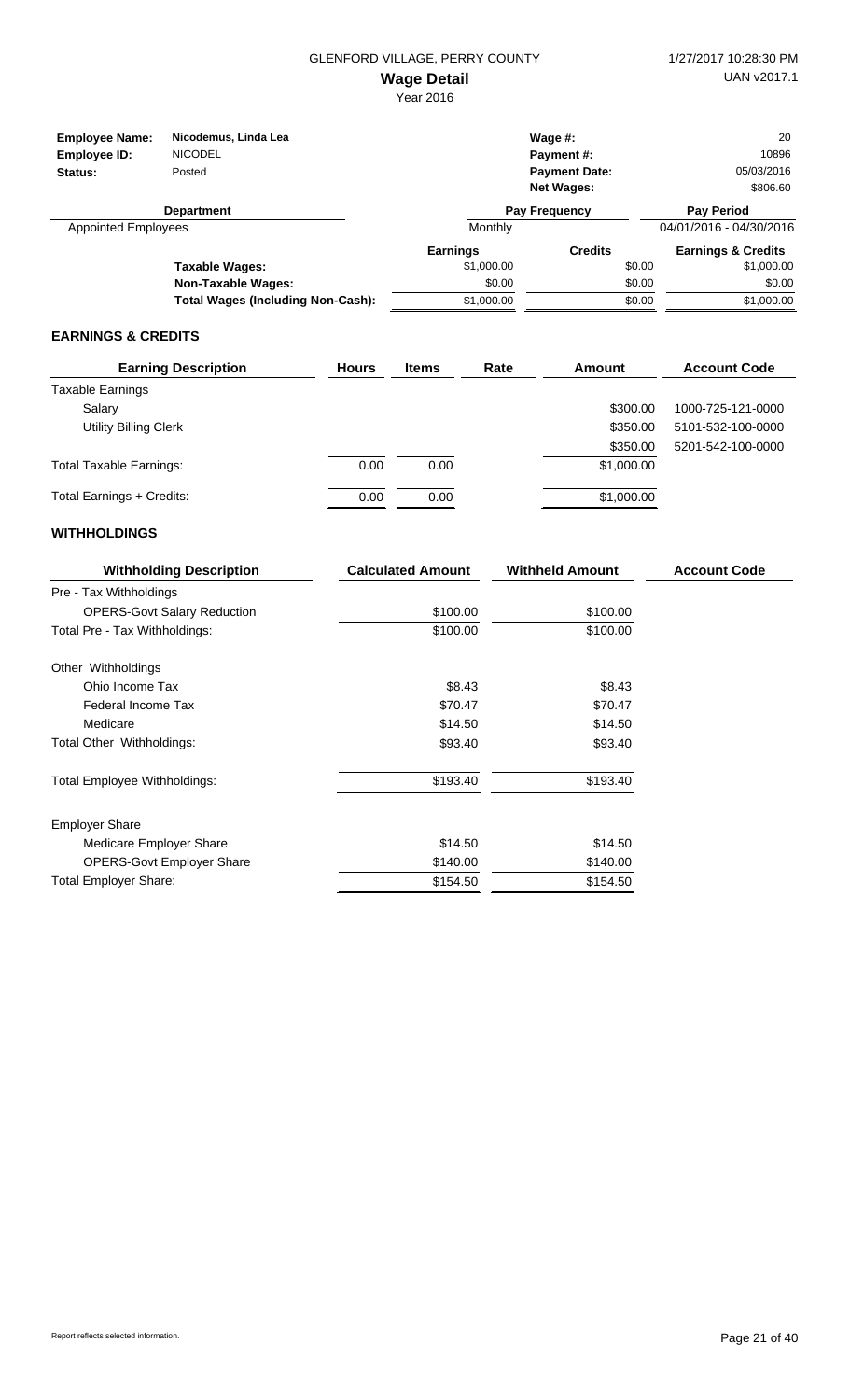GLENFORD VILLAGE, PERRY COUNTY

**Wage Detail**

Year 2016

1/27/2017 10:28:30 PM
UAN v2017.1

| | | | |
|---|---|---|---|
| **Employee Name:** | **Nicodemus, Linda Lea** | **Wage #:** | 20 |
| **Employee ID:** | NICODEL | **Payment #:** | 10896 |
| **Status:** | Posted | **Payment Date:** | 05/03/2016 |
| | | **Net Wages:** | $806.60 |

| Department | Pay Frequency | Pay Period |
|---|---|---|
| Appointed Employees | Monthly | 04/01/2016 - 04/30/2016 |

| | Earnings | Credits | Earnings & Credits |
|---|---|---|---|
| **Taxable Wages:** | $1,000.00 | $0.00 | $1,000.00 |
| **Non-Taxable Wages:** | $0.00 | $0.00 | $0.00 |
| **Total Wages (Including Non-Cash):** | $1,000.00 | $0.00 | $1,000.00 |

## EARNINGS & CREDITS

| Earning Description | Hours | Items | Rate | Amount | Account Code |
|---|---|---|---|---|---|
| Taxable Earnings | | | | | |
| Salary | | | | $300.00 | 1000-725-121-0000 |
| Utility Billing Clerk | | | | $350.00 | 5101-532-100-0000 |
| | | | | $350.00 | 5201-542-100-0000 |
| Total Taxable Earnings: | 0.00 | 0.00 | | $1,000.00 | |
| Total Earnings + Credits: | 0.00 | 0.00 | | $1,000.00 | |

## WITHHOLDINGS

| Withholding Description | Calculated Amount | Withheld Amount | Account Code |
|---|---|---|---|
| Pre - Tax Withholdings | | | |
| OPERS-Govt Salary Reduction | $100.00 | $100.00 | |
| Total Pre - Tax Withholdings: | $100.00 | $100.00 | |
| Other Withholdings | | | |
| Ohio Income Tax | $8.43 | $8.43 | |
| Federal Income Tax | $70.47 | $70.47 | |
| Medicare | $14.50 | $14.50 | |
| Total Other Withholdings: | $93.40 | $93.40 | |
| Total Employee Withholdings: | $193.40 | $193.40 | |
| Employer Share | | | |
| Medicare Employer Share | $14.50 | $14.50 | |
| OPERS-Govt Employer Share | $140.00 | $140.00 | |
| Total Employer Share: | $154.50 | $154.50 | |

Report reflects selected information.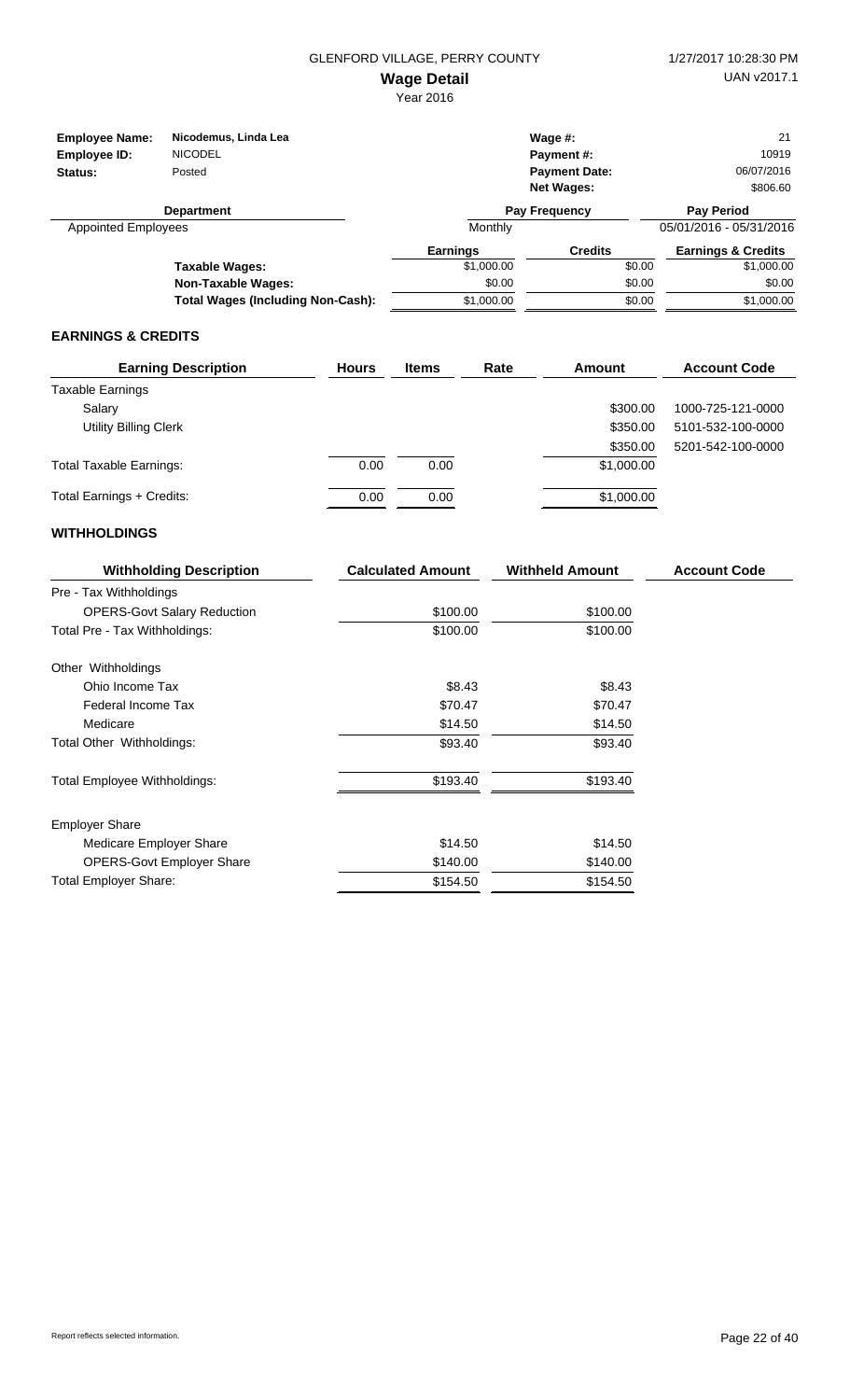GLENFORD VILLAGE, PERRY COUNTY

1/27/2017 10:28:30 PM

# Wage Detail

Year 2016

UAN v2017.1

| | | | |
|---|---|---|---|
| **Employee Name:** | **Nicodemus, Linda Lea** | **Wage #:** | 21 |
| **Employee ID:** | NICODEL | **Payment #:** | 10919 |
| **Status:** | Posted | **Payment Date:** | 06/07/2016 |
| | | **Net Wages:** | $806.60 |

| Department | Pay Frequency | Pay Period |
|---|---|---|
| Appointed Employees | Monthly | 05/01/2016 - 05/31/2016 |

| | Earnings | Credits | Earnings & Credits |
|---|---|---|---|
| **Taxable Wages:** | $1,000.00 | $0.00 | $1,000.00 |
| **Non-Taxable Wages:** | $0.00 | $0.00 | $0.00 |
| **Total Wages (Including Non-Cash):** | $1,000.00 | $0.00 | $1,000.00 |

## EARNINGS & CREDITS

| Earning Description | Hours | Items | Rate | Amount | Account Code |
|---|---|---|---|---|---|
| Taxable Earnings | | | | | |
| Salary | | | | $300.00 | 1000-725-121-0000 |
| Utility Billing Clerk | | | | $350.00 | 5101-532-100-0000 |
| | | | | $350.00 | 5201-542-100-0000 |
| Total Taxable Earnings: | 0.00 | 0.00 | | $1,000.00 | |
| Total Earnings + Credits: | 0.00 | 0.00 | | $1,000.00 | |

## WITHHOLDINGS

| Withholding Description | Calculated Amount | Withheld Amount | Account Code |
|---|---|---|---|
| Pre - Tax Withholdings | | | |
| OPERS-Govt Salary Reduction | $100.00 | $100.00 | |
| Total Pre - Tax Withholdings: | $100.00 | $100.00 | |
| Other Withholdings | | | |
| Ohio Income Tax | $8.43 | $8.43 | |
| Federal Income Tax | $70.47 | $70.47 | |
| Medicare | $14.50 | $14.50 | |
| Total Other Withholdings: | $93.40 | $93.40 | |
| Total Employee Withholdings: | $193.40 | $193.40 | |
| Employer Share | | | |
| Medicare Employer Share | $14.50 | $14.50 | |
| OPERS-Govt Employer Share | $140.00 | $140.00 | |
| Total Employer Share: | $154.50 | $154.50 | |

Report reflects selected information.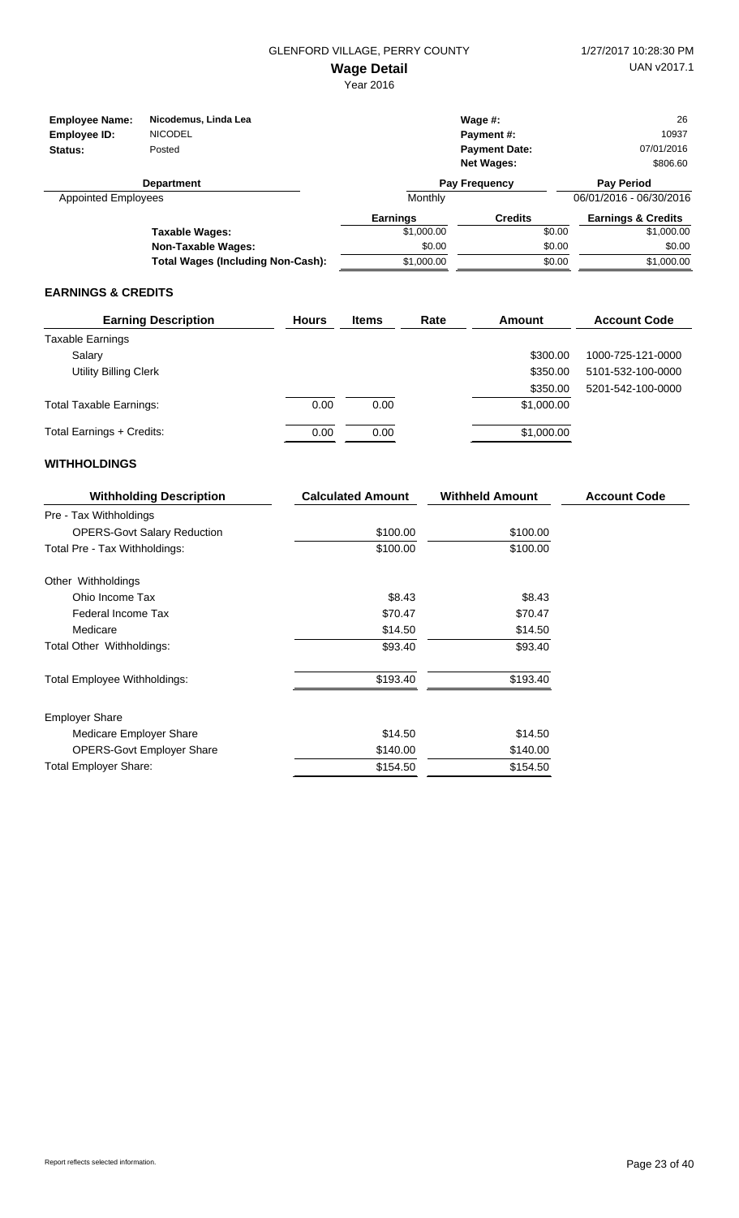GLENFORD VILLAGE, PERRY COUNTY

1/27/2017 10:28:30 PM

# Wage Detail

Year 2016

UAN v2017.1

| | | | |
|---|---|---|---|
| **Employee Name:** | **Nicodemus, Linda Lea** | **Wage #:** | 26 |
| **Employee ID:** | NICODEL | **Payment #:** | 10937 |
| **Status:** | Posted | **Payment Date:** | 07/01/2016 |
| | | **Net Wages:** | $806.60 |

| Department | Pay Frequency | Pay Period |
|---|---|---|
| Appointed Employees | Monthly | 06/01/2016 - 06/30/2016 |

| | Earnings | Credits | Earnings & Credits |
|---|---|---|---|
| **Taxable Wages:** | $1,000.00 | $0.00 | $1,000.00 |
| **Non-Taxable Wages:** | $0.00 | $0.00 | $0.00 |
| **Total Wages (Including Non-Cash):** | $1,000.00 | $0.00 | $1,000.00 |

## EARNINGS & CREDITS

| Earning Description | Hours | Items | Rate | Amount | Account Code |
|---|---|---|---|---|---|
| Taxable Earnings | | | | | |
| Salary | | | | $300.00 | 1000-725-121-0000 |
| Utility Billing Clerk | | | | $350.00 | 5101-532-100-0000 |
| | | | | $350.00 | 5201-542-100-0000 |
| Total Taxable Earnings: | 0.00 | 0.00 | | $1,000.00 | |
| Total Earnings + Credits: | 0.00 | 0.00 | | $1,000.00 | |

## WITHHOLDINGS

| Withholding Description | Calculated Amount | Withheld Amount | Account Code |
|---|---|---|---|
| Pre - Tax Withholdings | | | |
| OPERS-Govt Salary Reduction | $100.00 | $100.00 | |
| Total Pre - Tax Withholdings: | $100.00 | $100.00 | |
| Other Withholdings | | | |
| Ohio Income Tax | $8.43 | $8.43 | |
| Federal Income Tax | $70.47 | $70.47 | |
| Medicare | $14.50 | $14.50 | |
| Total Other Withholdings: | $93.40 | $93.40 | |
| Total Employee Withholdings: | $193.40 | $193.40 | |
| Employer Share | | | |
| Medicare Employer Share | $14.50 | $14.50 | |
| OPERS-Govt Employer Share | $140.00 | $140.00 | |
| Total Employer Share: | $154.50 | $154.50 | |

Report reflects selected information.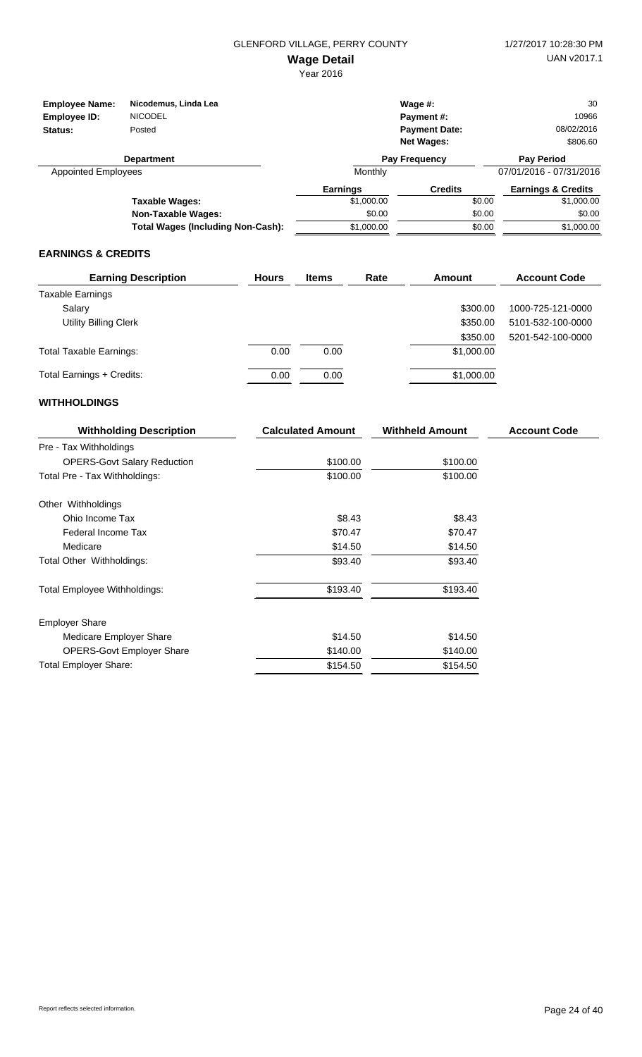GLENFORD VILLAGE, PERRY COUNTY

# Wage Detail

Year 2016

1/27/2017 10:28:30 PM

UAN v2017.1

| | | | |
|---|---|---|---|
| **Employee Name:** | Nicodemus, Linda Lea | **Wage #:** | 30 |
| **Employee ID:** | NICODEL | **Payment #:** | 10966 |
| **Status:** | Posted | **Payment Date:** | 08/02/2016 |
| | | **Net Wages:** | $806.60 |

| Department | Pay Frequency | Pay Period |
|---|---|---|
| Appointed Employees | Monthly | 07/01/2016 - 07/31/2016 |

| | Earnings | Credits | Earnings & Credits |
|---|---|---|---|
| **Taxable Wages:** | $1,000.00 | $0.00 | $1,000.00 |
| **Non-Taxable Wages:** | $0.00 | $0.00 | $0.00 |
| **Total Wages (Including Non-Cash):** | $1,000.00 | $0.00 | $1,000.00 |

## EARNINGS & CREDITS

| Earning Description | Hours | Items | Rate | Amount | Account Code |
|---|---|---|---|---|---|
| Taxable Earnings | | | | | |
| Salary | | | | $300.00 | 1000-725-121-0000 |
| Utility Billing Clerk | | | | $350.00 | 5101-532-100-0000 |
| | | | | $350.00 | 5201-542-100-0000 |
| Total Taxable Earnings: | 0.00 | 0.00 | | $1,000.00 | |
| Total Earnings + Credits: | 0.00 | 0.00 | | $1,000.00 | |

## WITHHOLDINGS

| Withholding Description | Calculated Amount | Withheld Amount | Account Code |
|---|---|---|---|
| Pre - Tax Withholdings | | | |
| OPERS-Govt Salary Reduction | $100.00 | $100.00 | |
| Total Pre - Tax Withholdings: | $100.00 | $100.00 | |
| Other Withholdings | | | |
| Ohio Income Tax | $8.43 | $8.43 | |
| Federal Income Tax | $70.47 | $70.47 | |
| Medicare | $14.50 | $14.50 | |
| Total Other Withholdings: | $93.40 | $93.40 | |
| Total Employee Withholdings: | $193.40 | $193.40 | |
| Employer Share | | | |
| Medicare Employer Share | $14.50 | $14.50 | |
| OPERS-Govt Employer Share | $140.00 | $140.00 | |
| Total Employer Share: | $154.50 | $154.50 | |

Report reflects selected information.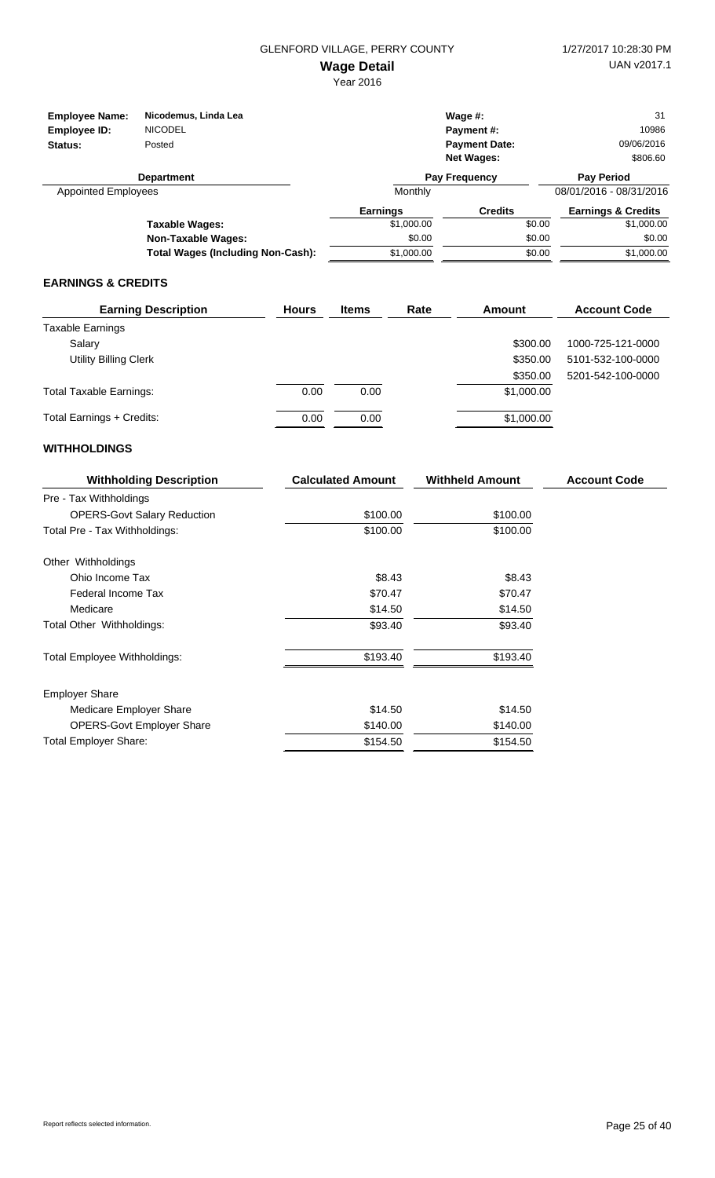GLENFORD VILLAGE, PERRY COUNTY

**Wage Detail**

Year 2016

| | | | |
|---|---|---|---|
| **Employee Name:** | **Nicodemus, Linda Lea** | **Wage #:** | 31 |
| **Employee ID:** | NICODEL | **Payment #:** | 10986 |
| **Status:** | Posted | **Payment Date:** | 09/06/2016 |
| | | **Net Wages:** | $806.60 |

| Department | Pay Frequency | Pay Period |
|---|---|---|
| Appointed Employees | Monthly | 08/01/2016 - 08/31/2016 |

| | Earnings | Credits | Earnings & Credits |
|---|---|---|---|
| **Taxable Wages:** | $1,000.00 | $0.00 | $1,000.00 |
| **Non-Taxable Wages:** | $0.00 | $0.00 | $0.00 |
| **Total Wages (Including Non-Cash):** | $1,000.00 | $0.00 | $1,000.00 |

## EARNINGS & CREDITS

| Earning Description | Hours | Items | Rate | Amount | Account Code |
|---|---|---|---|---|---|
| Taxable Earnings | | | | | |
| Salary | | | | $300.00 | 1000-725-121-0000 |
| Utility Billing Clerk | | | | $350.00 | 5101-532-100-0000 |
| | | | | $350.00 | 5201-542-100-0000 |
| Total Taxable Earnings: | 0.00 | 0.00 | | $1,000.00 | |
| Total Earnings + Credits: | 0.00 | 0.00 | | $1,000.00 | |

## WITHHOLDINGS

| Withholding Description | Calculated Amount | Withheld Amount | Account Code |
|---|---|---|---|
| Pre - Tax Withholdings | | | |
| OPERS-Govt Salary Reduction | $100.00 | $100.00 | |
| Total Pre - Tax Withholdings: | $100.00 | $100.00 | |
| Other Withholdings | | | |
| Ohio Income Tax | $8.43 | $8.43 | |
| Federal Income Tax | $70.47 | $70.47 | |
| Medicare | $14.50 | $14.50 | |
| Total Other Withholdings: | $93.40 | $93.40 | |
| Total Employee Withholdings: | $193.40 | $193.40 | |
| Employer Share | | | |
| Medicare Employer Share | $14.50 | $14.50 | |
| OPERS-Govt Employer Share | $140.00 | $140.00 | |
| Total Employer Share: | $154.50 | $154.50 | |

Report reflects selected information.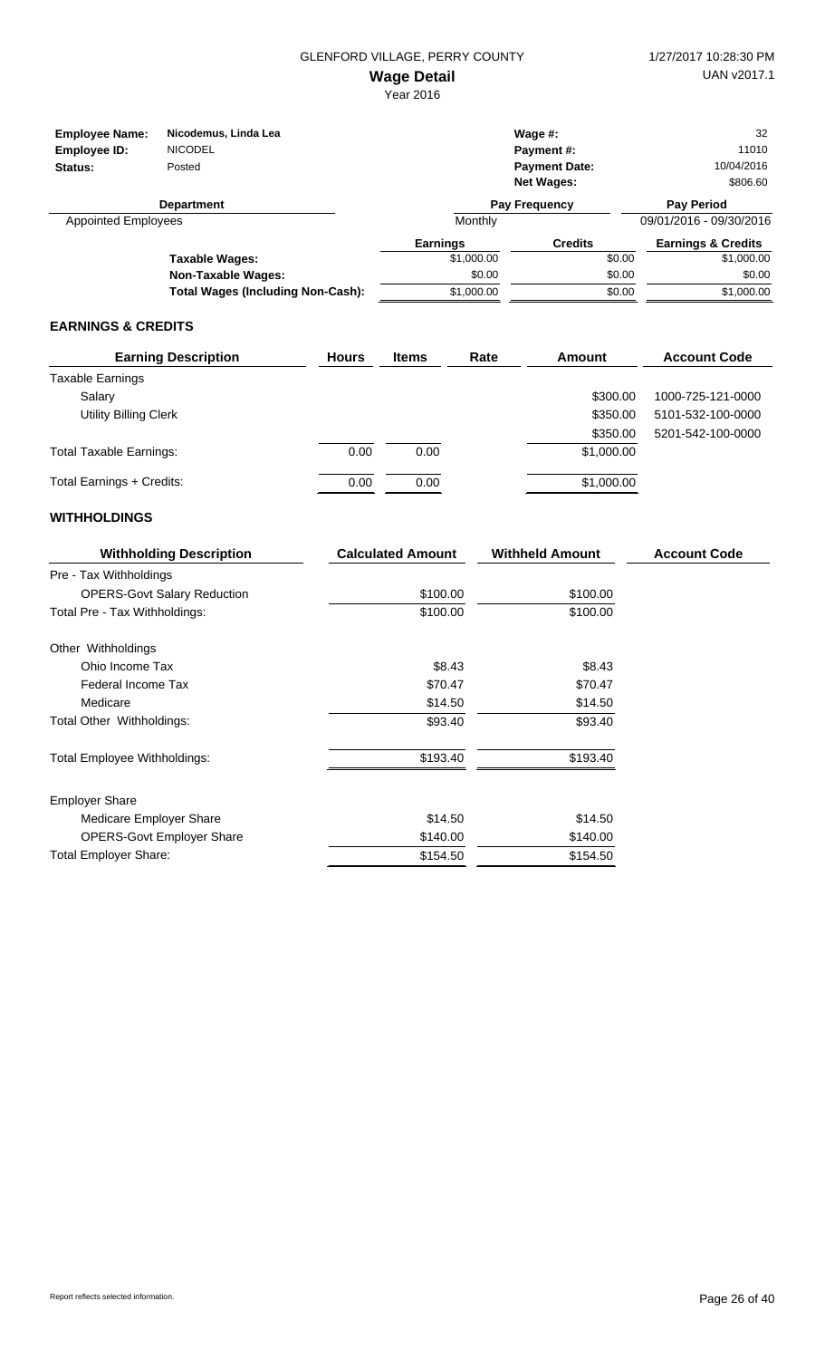GLENFORD VILLAGE, PERRY COUNTY

1/27/2017 10:28:30 PM

# Wage Detail

Year 2016

UAN v2017.1

| | | | |
|---|---|---|---|
| **Employee Name:** | **Nicodemus, Linda Lea** | **Wage #:** | 32 |
| **Employee ID:** | NICODEL | **Payment #:** | 11010 |
| **Status:** | Posted | **Payment Date:** | 10/04/2016 |
| | | **Net Wages:** | $806.60 |

| Department | Pay Frequency | Pay Period |
|---|---|---|
| Appointed Employees | Monthly | 09/01/2016 - 09/30/2016 |

| | Earnings | Credits | Earnings & Credits |
|---|---|---|---|
| **Taxable Wages:** | $1,000.00 | $0.00 | $1,000.00 |
| **Non-Taxable Wages:** | $0.00 | $0.00 | $0.00 |
| **Total Wages (Including Non-Cash):** | $1,000.00 | $0.00 | $1,000.00 |

## EARNINGS & CREDITS

| Earning Description | Hours | Items | Rate | Amount | Account Code |
|---|---|---|---|---|---|
| Taxable Earnings | | | | | |
| Salary | | | | $300.00 | 1000-725-121-0000 |
| Utility Billing Clerk | | | | $350.00 | 5101-532-100-0000 |
| | | | | $350.00 | 5201-542-100-0000 |
| Total Taxable Earnings: | 0.00 | 0.00 | | $1,000.00 | |
| Total Earnings + Credits: | 0.00 | 0.00 | | $1,000.00 | |

## WITHHOLDINGS

| Withholding Description | Calculated Amount | Withheld Amount | Account Code |
|---|---|---|---|
| Pre - Tax Withholdings | | | |
| OPERS-Govt Salary Reduction | $100.00 | $100.00 | |
| Total Pre - Tax Withholdings: | $100.00 | $100.00 | |
| Other Withholdings | | | |
| Ohio Income Tax | $8.43 | $8.43 | |
| Federal Income Tax | $70.47 | $70.47 | |
| Medicare | $14.50 | $14.50 | |
| Total Other Withholdings: | $93.40 | $93.40 | |
| Total Employee Withholdings: | $193.40 | $193.40 | |
| Employer Share | | | |
| Medicare Employer Share | $14.50 | $14.50 | |
| OPERS-Govt Employer Share | $140.00 | $140.00 | |
| Total Employer Share: | $154.50 | $154.50 | |

Report reflects selected information.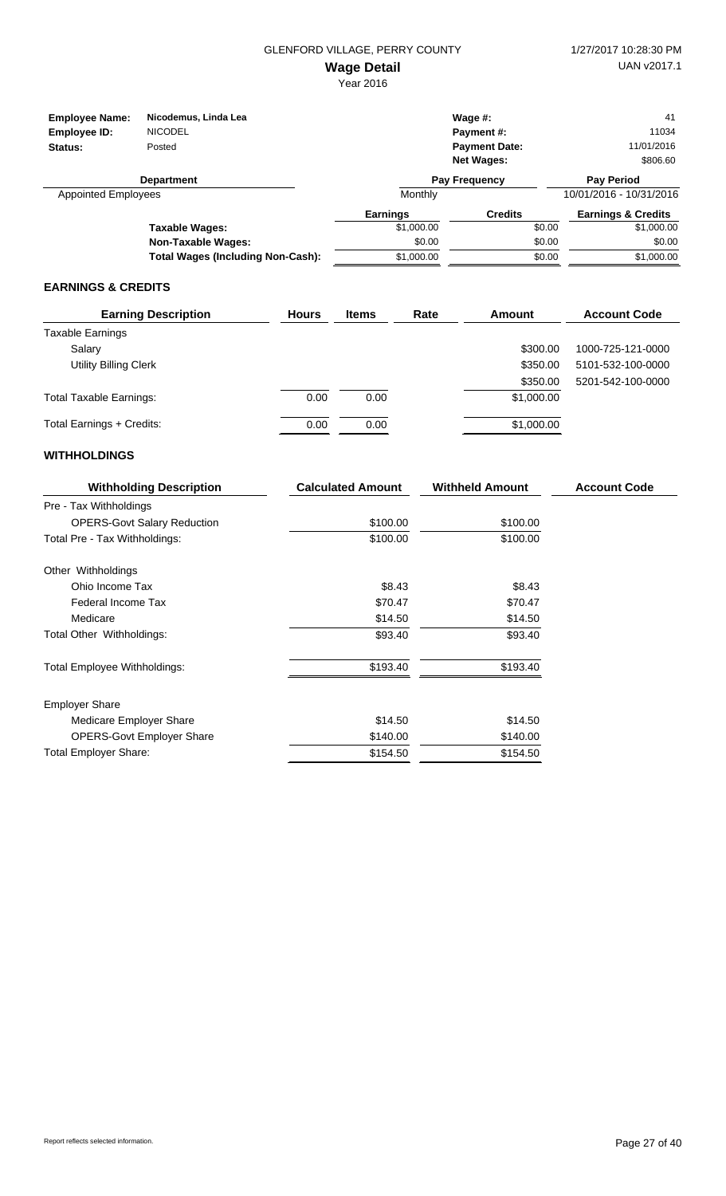GLENFORD VILLAGE, PERRY COUNTY

1/27/2017 10:28:30 PM

# Wage Detail

Year 2016

UAN v2017.1

| | | | |
|---|---|---|---|
| **Employee Name:** | **Nicodemus, Linda Lea** | **Wage #:** | 41 |
| **Employee ID:** | NICODEL | **Payment #:** | 11034 |
| **Status:** | Posted | **Payment Date:** | 11/01/2016 |
| | | **Net Wages:** | $806.60 |

| Department | Pay Frequency | Pay Period |
|---|---|---|
| Appointed Employees | Monthly | 10/01/2016 - 10/31/2016 |

| | Earnings | Credits | Earnings & Credits |
|---|---|---|---|
| **Taxable Wages:** | $1,000.00 | $0.00 | $1,000.00 |
| **Non-Taxable Wages:** | $0.00 | $0.00 | $0.00 |
| **Total Wages (Including Non-Cash):** | $1,000.00 | $0.00 | $1,000.00 |

## EARNINGS & CREDITS

| Earning Description | Hours | Items | Rate | Amount | Account Code |
|---|---|---|---|---|---|
| Taxable Earnings | | | | | |
| Salary | | | | $300.00 | 1000-725-121-0000 |
| Utility Billing Clerk | | | | $350.00 | 5101-532-100-0000 |
| | | | | $350.00 | 5201-542-100-0000 |
| Total Taxable Earnings: | 0.00 | 0.00 | | $1,000.00 | |
| Total Earnings + Credits: | 0.00 | 0.00 | | $1,000.00 | |

## WITHHOLDINGS

| Withholding Description | Calculated Amount | Withheld Amount | Account Code |
|---|---|---|---|
| Pre - Tax Withholdings | | | |
| OPERS-Govt Salary Reduction | $100.00 | $100.00 | |
| Total Pre - Tax Withholdings: | $100.00 | $100.00 | |
| Other Withholdings | | | |
| Ohio Income Tax | $8.43 | $8.43 | |
| Federal Income Tax | $70.47 | $70.47 | |
| Medicare | $14.50 | $14.50 | |
| Total Other Withholdings: | $93.40 | $93.40 | |
| Total Employee Withholdings: | $193.40 | $193.40 | |
| Employer Share | | | |
| Medicare Employer Share | $14.50 | $14.50 | |
| OPERS-Govt Employer Share | $140.00 | $140.00 | |
| Total Employer Share: | $154.50 | $154.50 | |

Report reflects selected information.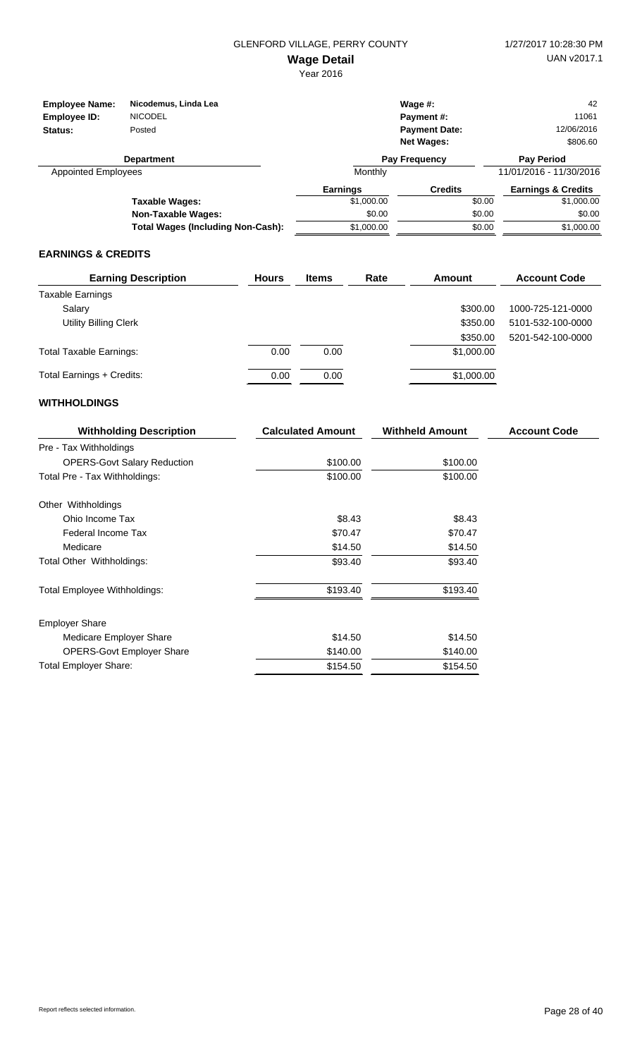GLENFORD VILLAGE, PERRY COUNTY

# Wage Detail

Year 2016

1/27/2017 10:28:30 PM

UAN v2017.1

| | | | |
|---|---|---|---|
| **Employee Name:** | Nicodemus, Linda Lea | **Wage #:** | 42 |
| **Employee ID:** | NICODEL | **Payment #:** | 11061 |
| **Status:** | Posted | **Payment Date:** | 12/06/2016 |
| | | **Net Wages:** | $806.60 |

| Department | Pay Frequency | Pay Period |
|---|---|---|
| Appointed Employees | Monthly | 11/01/2016 - 11/30/2016 |

| | Earnings | Credits | Earnings & Credits |
|---|---|---|---|
| **Taxable Wages:** | $1,000.00 | $0.00 | $1,000.00 |
| **Non-Taxable Wages:** | $0.00 | $0.00 | $0.00 |
| **Total Wages (Including Non-Cash):** | $1,000.00 | $0.00 | $1,000.00 |

## EARNINGS & CREDITS

| Earning Description | Hours | Items | Rate | Amount | Account Code |
|---|---|---|---|---|---|
| Taxable Earnings | | | | | |
| Salary | | | | $300.00 | 1000-725-121-0000 |
| Utility Billing Clerk | | | | $350.00 | 5101-532-100-0000 |
| | | | | $350.00 | 5201-542-100-0000 |
| Total Taxable Earnings: | 0.00 | 0.00 | | $1,000.00 | |
| Total Earnings + Credits: | 0.00 | 0.00 | | $1,000.00 | |

## WITHHOLDINGS

| Withholding Description | Calculated Amount | Withheld Amount | Account Code |
|---|---|---|---|
| Pre - Tax Withholdings | | | |
| OPERS-Govt Salary Reduction | $100.00 | $100.00 | |
| Total Pre - Tax Withholdings: | $100.00 | $100.00 | |
| Other Withholdings | | | |
| Ohio Income Tax | $8.43 | $8.43 | |
| Federal Income Tax | $70.47 | $70.47 | |
| Medicare | $14.50 | $14.50 | |
| Total Other Withholdings: | $93.40 | $93.40 | |
| Total Employee Withholdings: | $193.40 | $193.40 | |
| Employer Share | | | |
| Medicare Employer Share | $14.50 | $14.50 | |
| OPERS-Govt Employer Share | $140.00 | $140.00 | |
| Total Employer Share: | $154.50 | $154.50 | |

Report reflects selected information.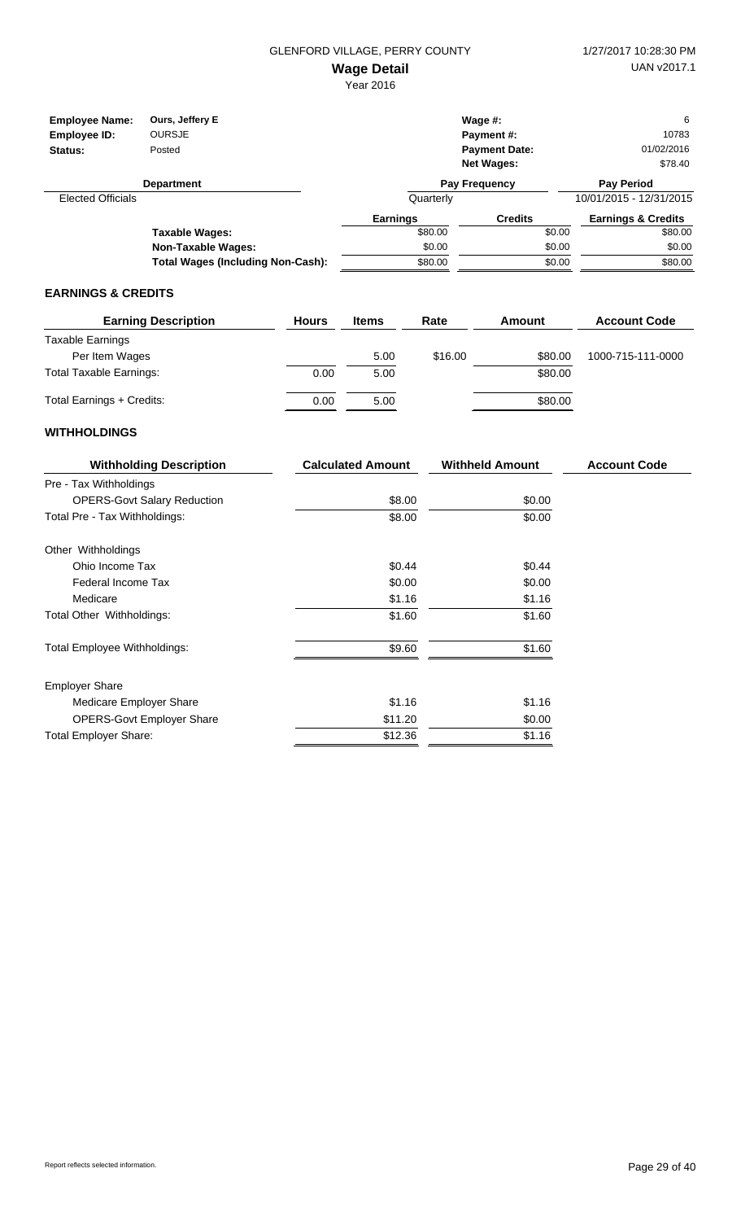GLENFORD VILLAGE, PERRY COUNTY

# Wage Detail

Year 2016

1/27/2017 10:28:30 PM
UAN v2017.1

| | | | |
|---|---|---|---|
| **Employee Name:** | **Ours, Jeffery E** | **Wage #:** | 6 |
| **Employee ID:** | OURSJE | **Payment #:** | 10783 |
| **Status:** | Posted | **Payment Date:** | 01/02/2016 |
| | | **Net Wages:** | $78.40 |

| Department | Pay Frequency | Pay Period |
|---|---|---|
| Elected Officials | Quarterly | 10/01/2015 - 12/31/2015 |

| | Earnings | Credits | Earnings & Credits |
|---|---|---|---|
| **Taxable Wages:** | $80.00 | $0.00 | $80.00 |
| **Non-Taxable Wages:** | $0.00 | $0.00 | $0.00 |
| **Total Wages (Including Non-Cash):** | $80.00 | $0.00 | $80.00 |

## EARNINGS & CREDITS

| Earning Description | Hours | Items | Rate | Amount | Account Code |
|---|---|---|---|---|---|
| Taxable Earnings | | | | | |
| Per Item Wages | | 5.00 | $16.00 | $80.00 | 1000-715-111-0000 |
| Total Taxable Earnings: | 0.00 | 5.00 | | $80.00 | |
| Total Earnings + Credits: | 0.00 | 5.00 | | $80.00 | |

## WITHHOLDINGS

| Withholding Description | Calculated Amount | Withheld Amount | Account Code |
|---|---|---|---|
| Pre - Tax Withholdings | | | |
| OPERS-Govt Salary Reduction | $8.00 | $0.00 | |
| Total Pre - Tax Withholdings: | $8.00 | $0.00 | |
| Other Withholdings | | | |
| Ohio Income Tax | $0.44 | $0.44 | |
| Federal Income Tax | $0.00 | $0.00 | |
| Medicare | $1.16 | $1.16 | |
| Total Other Withholdings: | $1.60 | $1.60 | |
| Total Employee Withholdings: | $9.60 | $1.60 | |
| Employer Share | | | |
| Medicare Employer Share | $1.16 | $1.16 | |
| OPERS-Govt Employer Share | $11.20 | $0.00 | |
| Total Employer Share: | $12.36 | $1.16 | |

Report reflects selected information.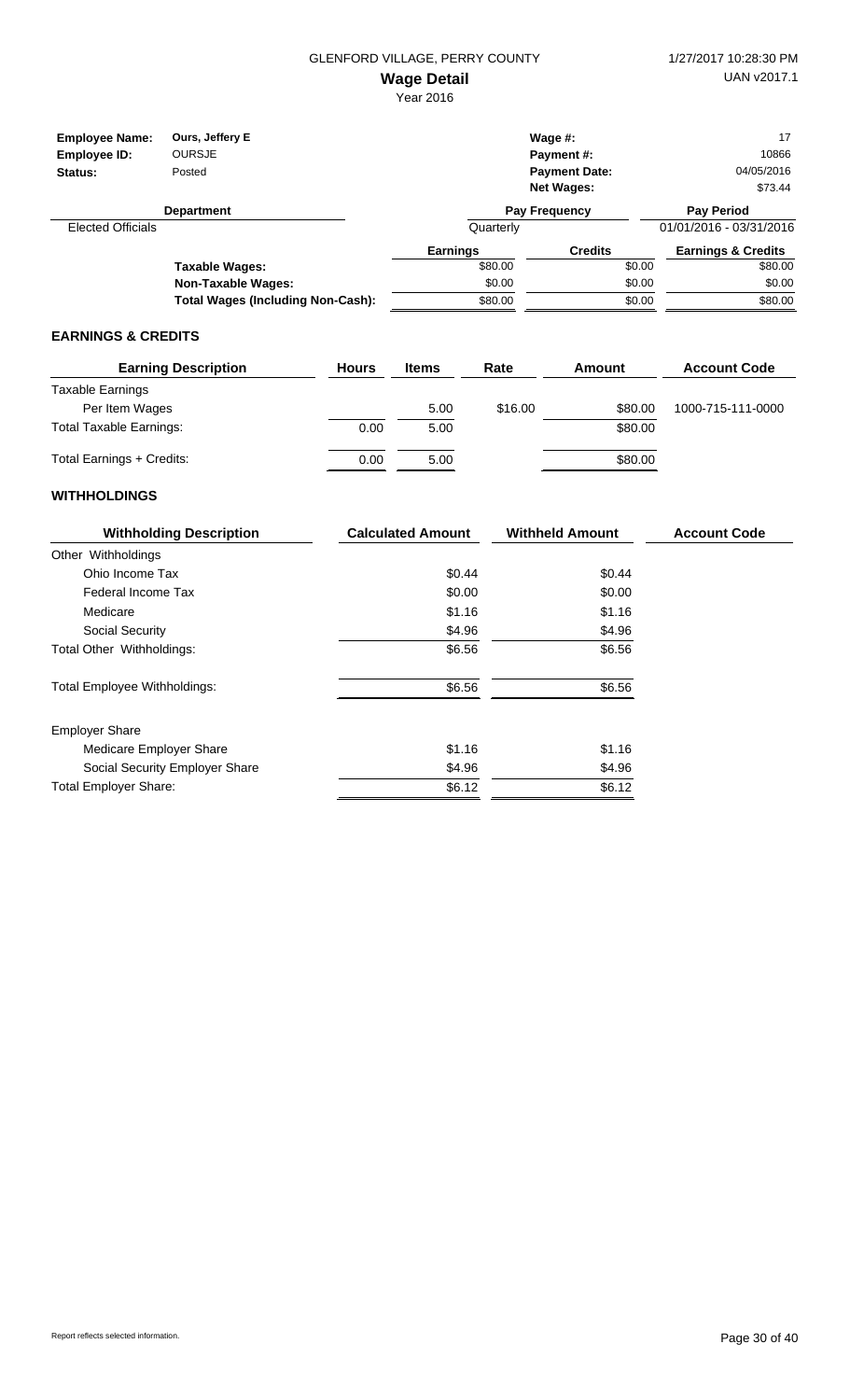GLENFORD VILLAGE, PERRY COUNTY

1/27/2017 10:28:30 PM

# Wage Detail

Year 2016

UAN v2017.1

| | | | |
|---|---|---|---|
| **Employee Name:** | **Ours, Jeffery E** | **Wage #:** | 17 |
| **Employee ID:** | OURSJE | **Payment #:** | 10866 |
| **Status:** | Posted | **Payment Date:** | 04/05/2016 |
| | | **Net Wages:** | $73.44 |

| Department | Pay Frequency | Pay Period |
|---|---|---|
| Elected Officials | Quarterly | 01/01/2016 - 03/31/2016 |

| | Earnings | Credits | Earnings & Credits |
|---|---|---|---|
| **Taxable Wages:** | $80.00 | $0.00 | $80.00 |
| **Non-Taxable Wages:** | $0.00 | $0.00 | $0.00 |
| **Total Wages (Including Non-Cash):** | $80.00 | $0.00 | $80.00 |

## EARNINGS & CREDITS

| Earning Description | Hours | Items | Rate | Amount | Account Code |
|---|---|---|---|---|---|
| Taxable Earnings | | | | | |
| Per Item Wages | | 5.00 | $16.00 | $80.00 | 1000-715-111-0000 |
| Total Taxable Earnings: | 0.00 | 5.00 | | $80.00 | |
| Total Earnings + Credits: | 0.00 | 5.00 | | $80.00 | |

## WITHHOLDINGS

| Withholding Description | Calculated Amount | Withheld Amount | Account Code |
|---|---|---|---|
| Other Withholdings | | | |
| Ohio Income Tax | $0.44 | $0.44 | |
| Federal Income Tax | $0.00 | $0.00 | |
| Medicare | $1.16 | $1.16 | |
| Social Security | $4.96 | $4.96 | |
| Total Other Withholdings: | $6.56 | $6.56 | |
| Total Employee Withholdings: | $6.56 | $6.56 | |
| Employer Share | | | |
| Medicare Employer Share | $1.16 | $1.16 | |
| Social Security Employer Share | $4.96 | $4.96 | |
| Total Employer Share: | $6.12 | $6.12 | |

Report reflects selected information.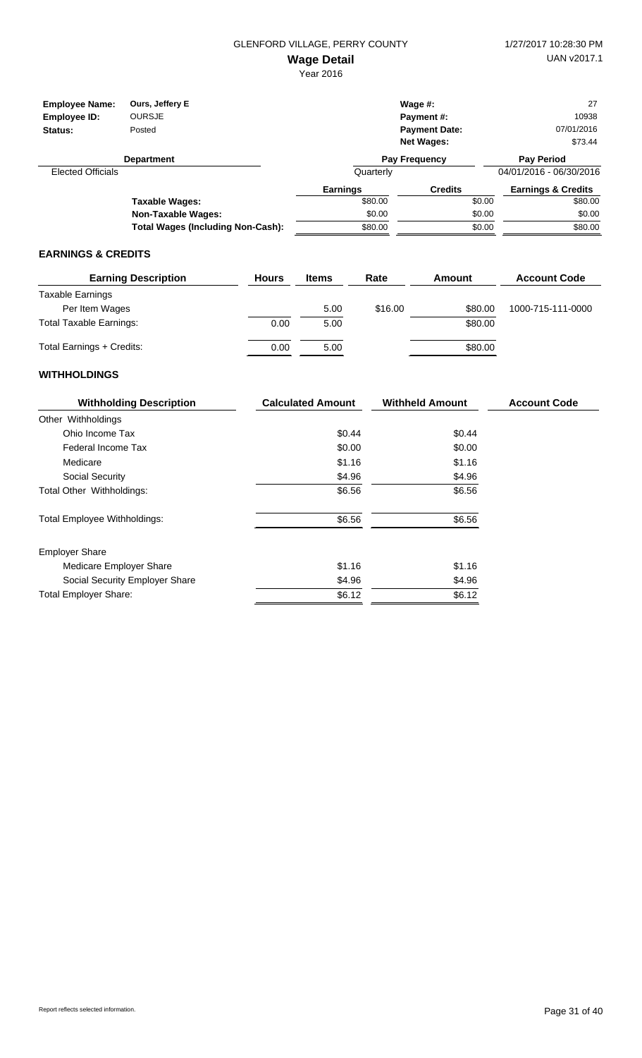GLENFORD VILLAGE, PERRY COUNTY

# Wage Detail

Year 2016

1/27/2017 10:28:30 PM
UAN v2017.1

| | | | |
|---|---|---|---|
| **Employee Name:** | **Ours, Jeffery E** | **Wage #:** | 27 |
| **Employee ID:** | OURSJE | **Payment #:** | 10938 |
| **Status:** | Posted | **Payment Date:** | 07/01/2016 |
| | | **Net Wages:** | $73.44 |

| Department | Pay Frequency | Pay Period |
|---|---|---|
| Elected Officials | Quarterly | 04/01/2016 - 06/30/2016 |

| | Earnings | Credits | Earnings & Credits |
|---|---|---|---|
| **Taxable Wages:** | $80.00 | $0.00 | $80.00 |
| **Non-Taxable Wages:** | $0.00 | $0.00 | $0.00 |
| **Total Wages (Including Non-Cash):** | $80.00 | $0.00 | $80.00 |

## EARNINGS & CREDITS

| Earning Description | Hours | Items | Rate | Amount | Account Code |
|---|---|---|---|---|---|
| Taxable Earnings | | | | | |
| Per Item Wages | | 5.00 | $16.00 | $80.00 | 1000-715-111-0000 |
| Total Taxable Earnings: | 0.00 | 5.00 | | $80.00 | |
| Total Earnings + Credits: | 0.00 | 5.00 | | $80.00 | |

## WITHHOLDINGS

| Withholding Description | Calculated Amount | Withheld Amount | Account Code |
|---|---|---|---|
| Other Withholdings | | | |
| Ohio Income Tax | $0.44 | $0.44 | |
| Federal Income Tax | $0.00 | $0.00 | |
| Medicare | $1.16 | $1.16 | |
| Social Security | $4.96 | $4.96 | |
| Total Other Withholdings: | $6.56 | $6.56 | |
| Total Employee Withholdings: | $6.56 | $6.56 | |
| Employer Share | | | |
| Medicare Employer Share | $1.16 | $1.16 | |
| Social Security Employer Share | $4.96 | $4.96 | |
| Total Employer Share: | $6.12 | $6.12 | |

Report reflects selected information.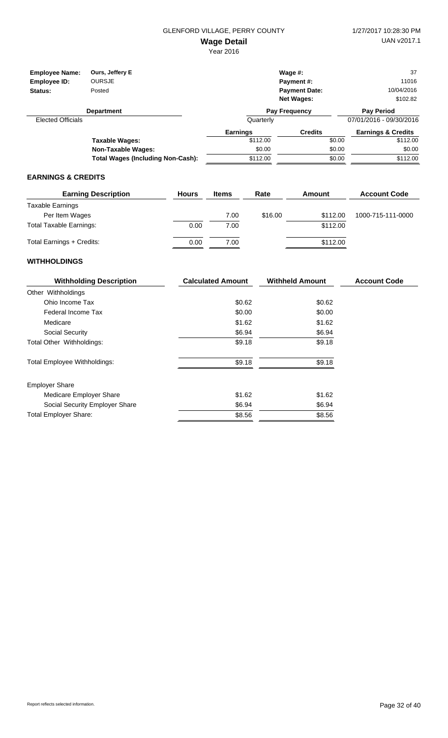GLENFORD VILLAGE, PERRY COUNTY

1/27/2017 10:28:30 PM

# Wage Detail

Year 2016

UAN v2017.1

| | | | |
|---|---|---|---|
| **Employee Name:** | **Ours, Jeffery E** | **Wage #:** | 37 |
| **Employee ID:** | OURSJE | **Payment #:** | 11016 |
| **Status:** | Posted | **Payment Date:** | 10/04/2016 |
| | | **Net Wages:** | $102.82 |

| Department | Pay Frequency | Pay Period |
|---|---|---|
| Elected Officials | Quarterly | 07/01/2016 - 09/30/2016 |

| | Earnings | Credits | Earnings & Credits |
|---|---|---|---|
| **Taxable Wages:** | $112.00 | $0.00 | $112.00 |
| **Non-Taxable Wages:** | $0.00 | $0.00 | $0.00 |
| **Total Wages (Including Non-Cash):** | $112.00 | $0.00 | $112.00 |

## EARNINGS & CREDITS

| Earning Description | Hours | Items | Rate | Amount | Account Code |
|---|---|---|---|---|---|
| Taxable Earnings | | | | | |
| Per Item Wages | | 7.00 | $16.00 | $112.00 | 1000-715-111-0000 |
| Total Taxable Earnings: | 0.00 | 7.00 | | $112.00 | |
| Total Earnings + Credits: | 0.00 | 7.00 | | $112.00 | |

## WITHHOLDINGS

| Withholding Description | Calculated Amount | Withheld Amount | Account Code |
|---|---|---|---|
| Other Withholdings | | | |
| Ohio Income Tax | $0.62 | $0.62 | |
| Federal Income Tax | $0.00 | $0.00 | |
| Medicare | $1.62 | $1.62 | |
| Social Security | $6.94 | $6.94 | |
| Total Other Withholdings: | $9.18 | $9.18 | |
| Total Employee Withholdings: | $9.18 | $9.18 | |
| Employer Share | | | |
| Medicare Employer Share | $1.62 | $1.62 | |
| Social Security Employer Share | $6.94 | $6.94 | |
| Total Employer Share: | $8.56 | $8.56 | |

Report reflects selected information.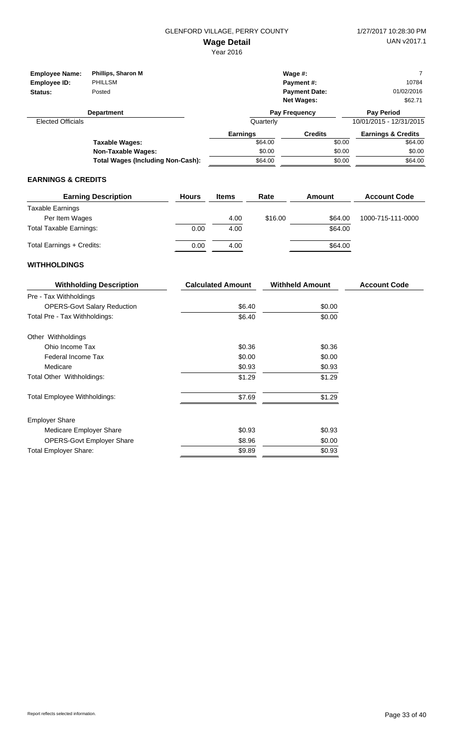GLENFORD VILLAGE, PERRY COUNTY

**Wage Detail**

Year 2016

1/27/2017 10:28:30 PM

UAN v2017.1

| | | | |
|---|---|---|---|
| **Employee Name:** | **Phillips, Sharon M** | **Wage #:** | 7 |
| **Employee ID:** | PHILLSM | **Payment #:** | 10784 |
| **Status:** | Posted | **Payment Date:** | 01/02/2016 |
| | | **Net Wages:** | $62.71 |

| Department | Pay Frequency | Pay Period |
|---|---|---|
| Elected Officials | Quarterly | 10/01/2015 - 12/31/2015 |

| | Earnings | Credits | Earnings & Credits |
|---|---|---|---|
| **Taxable Wages:** | $64.00 | $0.00 | $64.00 |
| **Non-Taxable Wages:** | $0.00 | $0.00 | $0.00 |
| **Total Wages (Including Non-Cash):** | $64.00 | $0.00 | $64.00 |

### EARNINGS & CREDITS

| Earning Description | Hours | Items | Rate | Amount | Account Code |
|---|---|---|---|---|---|
| Taxable Earnings | | | | | |
| Per Item Wages | | 4.00 | $16.00 | $64.00 | 1000-715-111-0000 |
| Total Taxable Earnings: | 0.00 | 4.00 | | $64.00 | |
| Total Earnings + Credits: | 0.00 | 4.00 | | $64.00 | |

### WITHHOLDINGS

| Withholding Description | Calculated Amount | Withheld Amount | Account Code |
|---|---|---|---|
| Pre - Tax Withholdings | | | |
| OPERS-Govt Salary Reduction | $6.40 | $0.00 | |
| Total Pre - Tax Withholdings: | $6.40 | $0.00 | |
| Other Withholdings | | | |
| Ohio Income Tax | $0.36 | $0.36 | |
| Federal Income Tax | $0.00 | $0.00 | |
| Medicare | $0.93 | $0.93 | |
| Total Other Withholdings: | $1.29 | $1.29 | |
| Total Employee Withholdings: | $7.69 | $1.29 | |
| Employer Share | | | |
| Medicare Employer Share | $0.93 | $0.93 | |
| OPERS-Govt Employer Share | $8.96 | $0.00 | |
| Total Employer Share: | $9.89 | $0.93 | |

Report reflects selected information.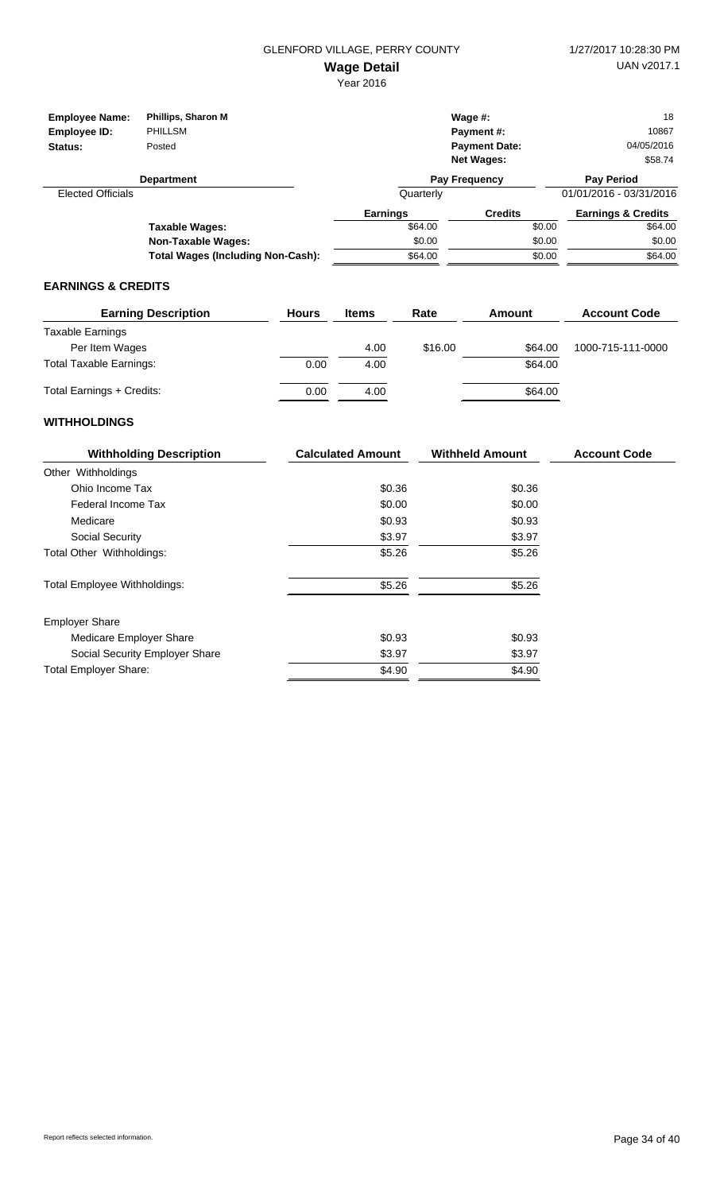GLENFORD VILLAGE, PERRY COUNTY

**Wage Detail**

Year 2016

1/27/2017 10:28:30 PM

UAN v2017.1

| | | | |
|---|---|---|---|
| **Employee Name:** | **Phillips, Sharon M** | **Wage #:** | 18 |
| **Employee ID:** | PHILLSM | **Payment #:** | 10867 |
| **Status:** | Posted | **Payment Date:** | 04/05/2016 |
| | | **Net Wages:** | $58.74 |

| Department | Pay Frequency | Pay Period |
|---|---|---|
| Elected Officials | Quarterly | 01/01/2016 - 03/31/2016 |

| | Earnings | Credits | Earnings & Credits |
|---|---|---|---|
| **Taxable Wages:** | $64.00 | $0.00 | $64.00 |
| **Non-Taxable Wages:** | $0.00 | $0.00 | $0.00 |
| **Total Wages (Including Non-Cash):** | $64.00 | $0.00 | $64.00 |

## EARNINGS & CREDITS

| Earning Description | Hours | Items | Rate | Amount | Account Code |
|---|---|---|---|---|---|
| Taxable Earnings | | | | | |
| Per Item Wages | | 4.00 | $16.00 | $64.00 | 1000-715-111-0000 |
| Total Taxable Earnings: | 0.00 | 4.00 | | $64.00 | |
| Total Earnings + Credits: | 0.00 | 4.00 | | $64.00 | |

## WITHHOLDINGS

| Withholding Description | Calculated Amount | Withheld Amount | Account Code |
|---|---|---|---|
| Other Withholdings | | | |
| Ohio Income Tax | $0.36 | $0.36 | |
| Federal Income Tax | $0.00 | $0.00 | |
| Medicare | $0.93 | $0.93 | |
| Social Security | $3.97 | $3.97 | |
| Total Other Withholdings: | $5.26 | $5.26 | |
| Total Employee Withholdings: | $5.26 | $5.26 | |
| Employer Share | | | |
| Medicare Employer Share | $0.93 | $0.93 | |
| Social Security Employer Share | $3.97 | $3.97 | |
| Total Employer Share: | $4.90 | $4.90 | |

Report reflects selected information.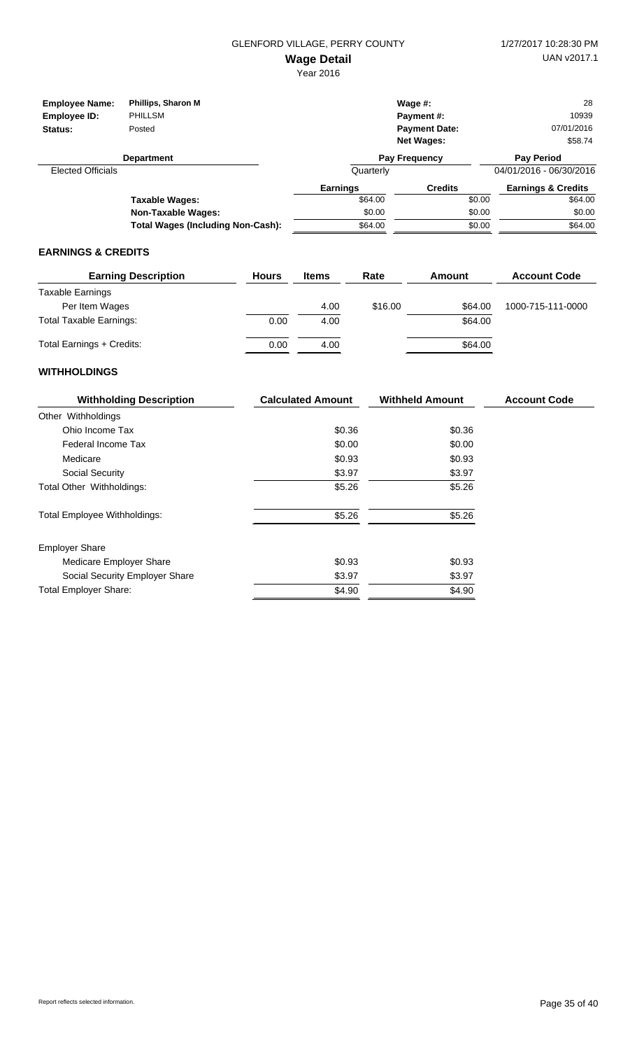GLENFORD VILLAGE, PERRY COUNTY

# Wage Detail

Year 2016

1/27/2017 10:28:30 PM
UAN v2017.1

| | | | |
|---|---|---|---|
| **Employee Name:** | **Phillips, Sharon M** | **Wage #:** | 28 |
| **Employee ID:** | PHILLSM | **Payment #:** | 10939 |
| **Status:** | Posted | **Payment Date:** | 07/01/2016 |
| | | **Net Wages:** | $58.74 |

| Department | Pay Frequency | Pay Period |
|---|---|---|
| Elected Officials | Quarterly | 04/01/2016 - 06/30/2016 |

| | Earnings | Credits | Earnings & Credits |
|---|---|---|---|
| **Taxable Wages:** | $64.00 | $0.00 | $64.00 |
| **Non-Taxable Wages:** | $0.00 | $0.00 | $0.00 |
| **Total Wages (Including Non-Cash):** | $64.00 | $0.00 | $64.00 |

## EARNINGS & CREDITS

| Earning Description | Hours | Items | Rate | Amount | Account Code |
|---|---|---|---|---|---|
| Taxable Earnings | | | | | |
| Per Item Wages | | 4.00 | $16.00 | $64.00 | 1000-715-111-0000 |
| Total Taxable Earnings: | 0.00 | 4.00 | | $64.00 | |
| Total Earnings + Credits: | 0.00 | 4.00 | | $64.00 | |

## WITHHOLDINGS

| Withholding Description | Calculated Amount | Withheld Amount | Account Code |
|---|---|---|---|
| Other Withholdings | | | |
| Ohio Income Tax | $0.36 | $0.36 | |
| Federal Income Tax | $0.00 | $0.00 | |
| Medicare | $0.93 | $0.93 | |
| Social Security | $3.97 | $3.97 | |
| Total Other Withholdings: | $5.26 | $5.26 | |
| Total Employee Withholdings: | $5.26 | $5.26 | |
| Employer Share | | | |
| Medicare Employer Share | $0.93 | $0.93 | |
| Social Security Employer Share | $3.97 | $3.97 | |
| Total Employer Share: | $4.90 | $4.90 | |

Report reflects selected information.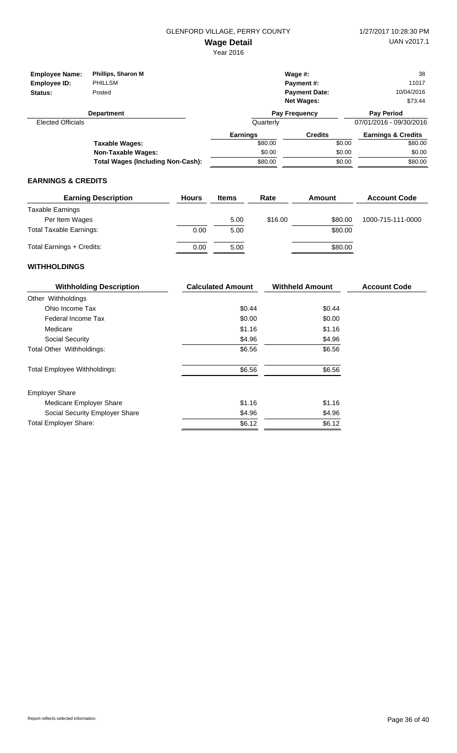GLENFORD VILLAGE, PERRY COUNTY

1/27/2017 10:28:30 PM

**Wage Detail**

UAN v2017.1

Year 2016

| | | | |
|---|---|---|---|
| **Employee Name:** | **Phillips, Sharon M** | **Wage #:** | 38 |
| **Employee ID:** | PHILLSM | **Payment #:** | 11017 |
| **Status:** | Posted | **Payment Date:** | 10/04/2016 |
| | | **Net Wages:** | $73.44 |

| Department | Pay Frequency | Pay Period |
|---|---|---|
| Elected Officials | Quarterly | 07/01/2016 - 09/30/2016 |

| | Earnings | Credits | Earnings & Credits |
|---|---|---|---|
| **Taxable Wages:** | $80.00 | $0.00 | $80.00 |
| **Non-Taxable Wages:** | $0.00 | $0.00 | $0.00 |
| **Total Wages (Including Non-Cash):** | $80.00 | $0.00 | $80.00 |

## EARNINGS & CREDITS

| Earning Description | Hours | Items | Rate | Amount | Account Code |
|---|---|---|---|---|---|
| Taxable Earnings | | | | | |
| Per Item Wages | | 5.00 | $16.00 | $80.00 | 1000-715-111-0000 |
| Total Taxable Earnings: | 0.00 | 5.00 | | $80.00 | |
| Total Earnings + Credits: | 0.00 | 5.00 | | $80.00 | |

## WITHHOLDINGS

| Withholding Description | Calculated Amount | Withheld Amount | Account Code |
|---|---|---|---|
| Other Withholdings | | | |
| Ohio Income Tax | $0.44 | $0.44 | |
| Federal Income Tax | $0.00 | $0.00 | |
| Medicare | $1.16 | $1.16 | |
| Social Security | $4.96 | $4.96 | |
| Total Other Withholdings: | $6.56 | $6.56 | |
| Total Employee Withholdings: | $6.56 | $6.56 | |
| Employer Share | | | |
| Medicare Employer Share | $1.16 | $1.16 | |
| Social Security Employer Share | $4.96 | $4.96 | |
| Total Employer Share: | $6.12 | $6.12 | |

Report reflects selected information.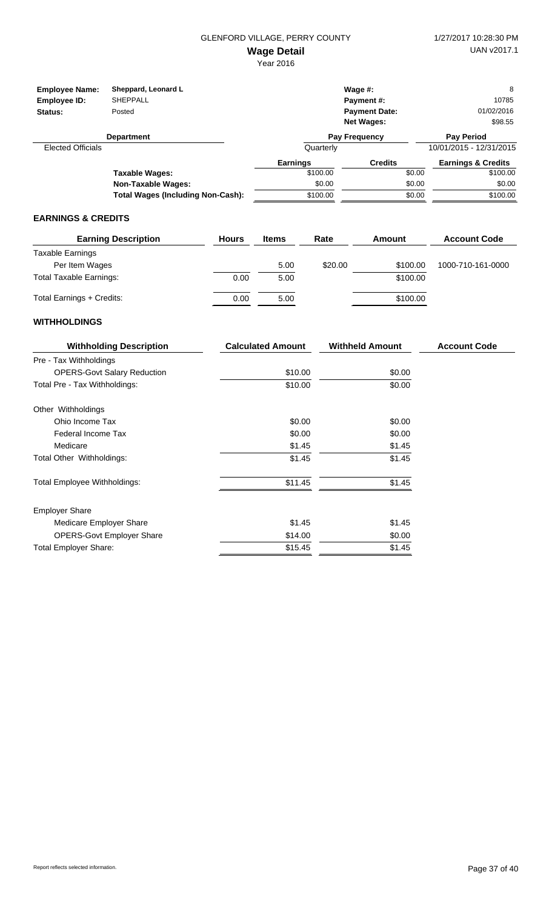GLENFORD VILLAGE, PERRY COUNTY

# Wage Detail

Year 2016

1/27/2017 10:28:30 PM
UAN v2017.1

| | | | |
|---|---|---|---|
| **Employee Name:** | Sheppard, Leonard L | **Wage #:** | 8 |
| **Employee ID:** | SHEPPALL | **Payment #:** | 10785 |
| **Status:** | Posted | **Payment Date:** | 01/02/2016 |
| | | **Net Wages:** | $98.55 |

| Department | Pay Frequency | Pay Period |
|---|---|---|
| Elected Officials | Quarterly | 10/01/2015 - 12/31/2015 |

| | Earnings | Credits | Earnings & Credits |
|---|---|---|---|
| **Taxable Wages:** | $100.00 | $0.00 | $100.00 |
| **Non-Taxable Wages:** | $0.00 | $0.00 | $0.00 |
| **Total Wages (Including Non-Cash):** | $100.00 | $0.00 | $100.00 |

## EARNINGS & CREDITS

| Earning Description | Hours | Items | Rate | Amount | Account Code |
|---|---|---|---|---|---|
| Taxable Earnings | | | | | |
| Per Item Wages | | 5.00 | $20.00 | $100.00 | 1000-710-161-0000 |
| Total Taxable Earnings: | 0.00 | 5.00 | | $100.00 | |
| Total Earnings + Credits: | 0.00 | 5.00 | | $100.00 | |

## WITHHOLDINGS

| Withholding Description | Calculated Amount | Withheld Amount | Account Code |
|---|---|---|---|
| Pre - Tax Withholdings | | | |
| OPERS-Govt Salary Reduction | $10.00 | $0.00 | |
| Total Pre - Tax Withholdings: | $10.00 | $0.00 | |
| Other Withholdings | | | |
| Ohio Income Tax | $0.00 | $0.00 | |
| Federal Income Tax | $0.00 | $0.00 | |
| Medicare | $1.45 | $1.45 | |
| Total Other Withholdings: | $1.45 | $1.45 | |
| Total Employee Withholdings: | $11.45 | $1.45 | |
| Employer Share | | | |
| Medicare Employer Share | $1.45 | $1.45 | |
| OPERS-Govt Employer Share | $14.00 | $0.00 | |
| Total Employer Share: | $15.45 | $1.45 | |

Report reflects selected information.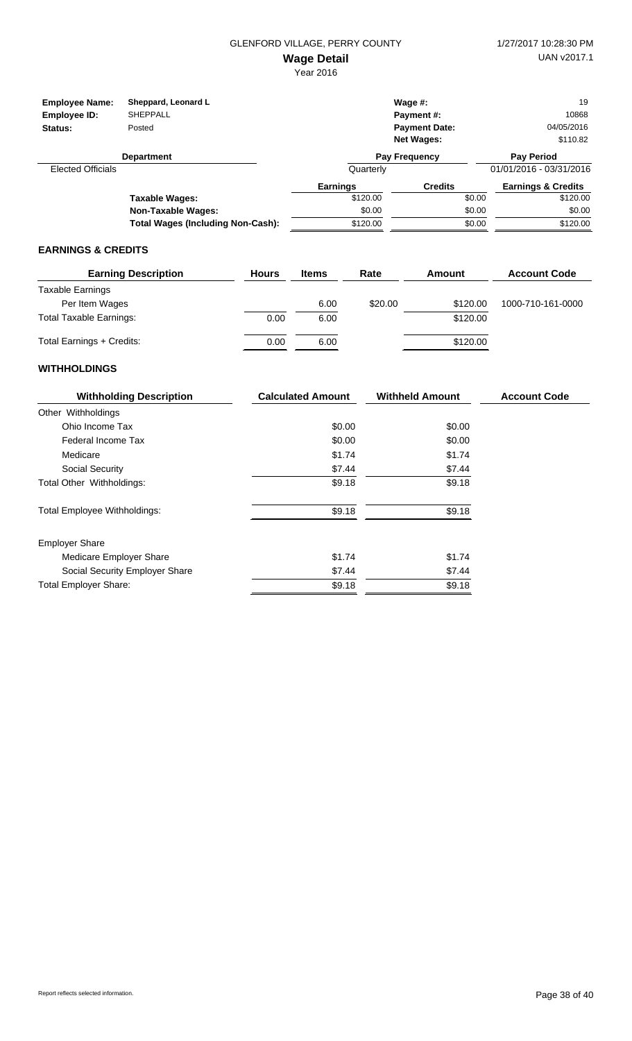GLENFORD VILLAGE, PERRY COUNTY

# Wage Detail

Year 2016

1/27/2017 10:28:30 PM
UAN v2017.1

| | | | |
|---|---|---|---|
| **Employee Name:** | Sheppard, Leonard L | **Wage #:** | 19 |
| **Employee ID:** | SHEPPALL | **Payment #:** | 10868 |
| **Status:** | Posted | **Payment Date:** | 04/05/2016 |
| | | **Net Wages:** | $110.82 |

| Department | Pay Frequency | Pay Period |
|---|---|---|
| Elected Officials | Quarterly | 01/01/2016 - 03/31/2016 |

| | Earnings | Credits | Earnings & Credits |
|---|---|---|---|
| **Taxable Wages:** | $120.00 | $0.00 | $120.00 |
| **Non-Taxable Wages:** | $0.00 | $0.00 | $0.00 |
| **Total Wages (Including Non-Cash):** | $120.00 | $0.00 | $120.00 |

## EARNINGS & CREDITS

| Earning Description | Hours | Items | Rate | Amount | Account Code |
|---|---|---|---|---|---|
| Taxable Earnings | | | | | |
| Per Item Wages | | 6.00 | $20.00 | $120.00 | 1000-710-161-0000 |
| Total Taxable Earnings: | 0.00 | 6.00 | | $120.00 | |
| Total Earnings + Credits: | 0.00 | 6.00 | | $120.00 | |

## WITHHOLDINGS

| Withholding Description | Calculated Amount | Withheld Amount | Account Code |
|---|---|---|---|
| Other Withholdings | | | |
| Ohio Income Tax | $0.00 | $0.00 | |
| Federal Income Tax | $0.00 | $0.00 | |
| Medicare | $1.74 | $1.74 | |
| Social Security | $7.44 | $7.44 | |
| Total Other Withholdings: | $9.18 | $9.18 | |
| Total Employee Withholdings: | $9.18 | $9.18 | |
| Employer Share | | | |
| Medicare Employer Share | $1.74 | $1.74 | |
| Social Security Employer Share | $7.44 | $7.44 | |
| Total Employer Share: | $9.18 | $9.18 | |

Report reflects selected information.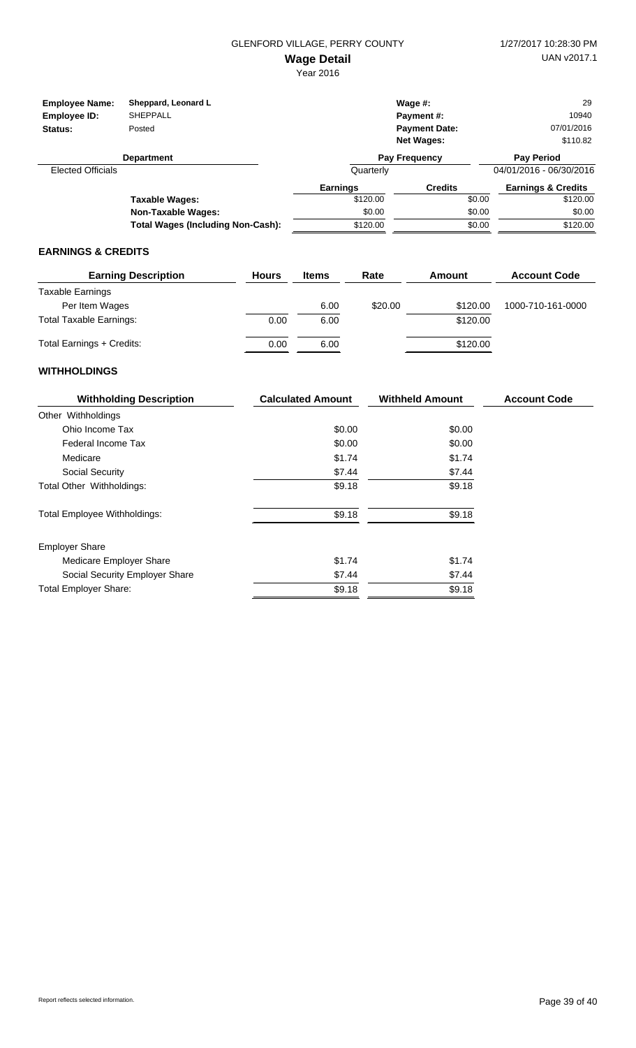GLENFORD VILLAGE, PERRY COUNTY

1/27/2017 10:28:30 PM

**Wage Detail**

UAN v2017.1

Year 2016

| | | | | |
|---|---|---|---|---|
| **Employee Name:** | Sheppard, Leonard L | | **Wage #:** | 29 |
| **Employee ID:** | SHEPPALL | | **Payment #:** | 10940 |
| **Status:** | Posted | | **Payment Date:** | 07/01/2016 |
| | | | **Net Wages:** | $110.82 |

| Department | Pay Frequency | Pay Period |
|---|---|---|
| Elected Officials | Quarterly | 04/01/2016 - 06/30/2016 |

| | Earnings | Credits | Earnings & Credits |
|---|---|---|---|
| **Taxable Wages:** | $120.00 | $0.00 | $120.00 |
| **Non-Taxable Wages:** | $0.00 | $0.00 | $0.00 |
| **Total Wages (Including Non-Cash):** | $120.00 | $0.00 | $120.00 |

## EARNINGS & CREDITS

| Earning Description | Hours | Items | Rate | Amount | Account Code |
|---|---|---|---|---|---|
| Taxable Earnings | | | | | |
| Per Item Wages | | 6.00 | $20.00 | $120.00 | 1000-710-161-0000 |
| Total Taxable Earnings: | 0.00 | 6.00 | | $120.00 | |
| Total Earnings + Credits: | 0.00 | 6.00 | | $120.00 | |

## WITHHOLDINGS

| Withholding Description | Calculated Amount | Withheld Amount | Account Code |
|---|---|---|---|
| Other Withholdings | | | |
| Ohio Income Tax | $0.00 | $0.00 | |
| Federal Income Tax | $0.00 | $0.00 | |
| Medicare | $1.74 | $1.74 | |
| Social Security | $7.44 | $7.44 | |
| Total Other Withholdings: | $9.18 | $9.18 | |
| Total Employee Withholdings: | $9.18 | $9.18 | |
| Employer Share | | | |
| Medicare Employer Share | $1.74 | $1.74 | |
| Social Security Employer Share | $7.44 | $7.44 | |
| Total Employer Share: | $9.18 | $9.18 | |

Report reflects selected information.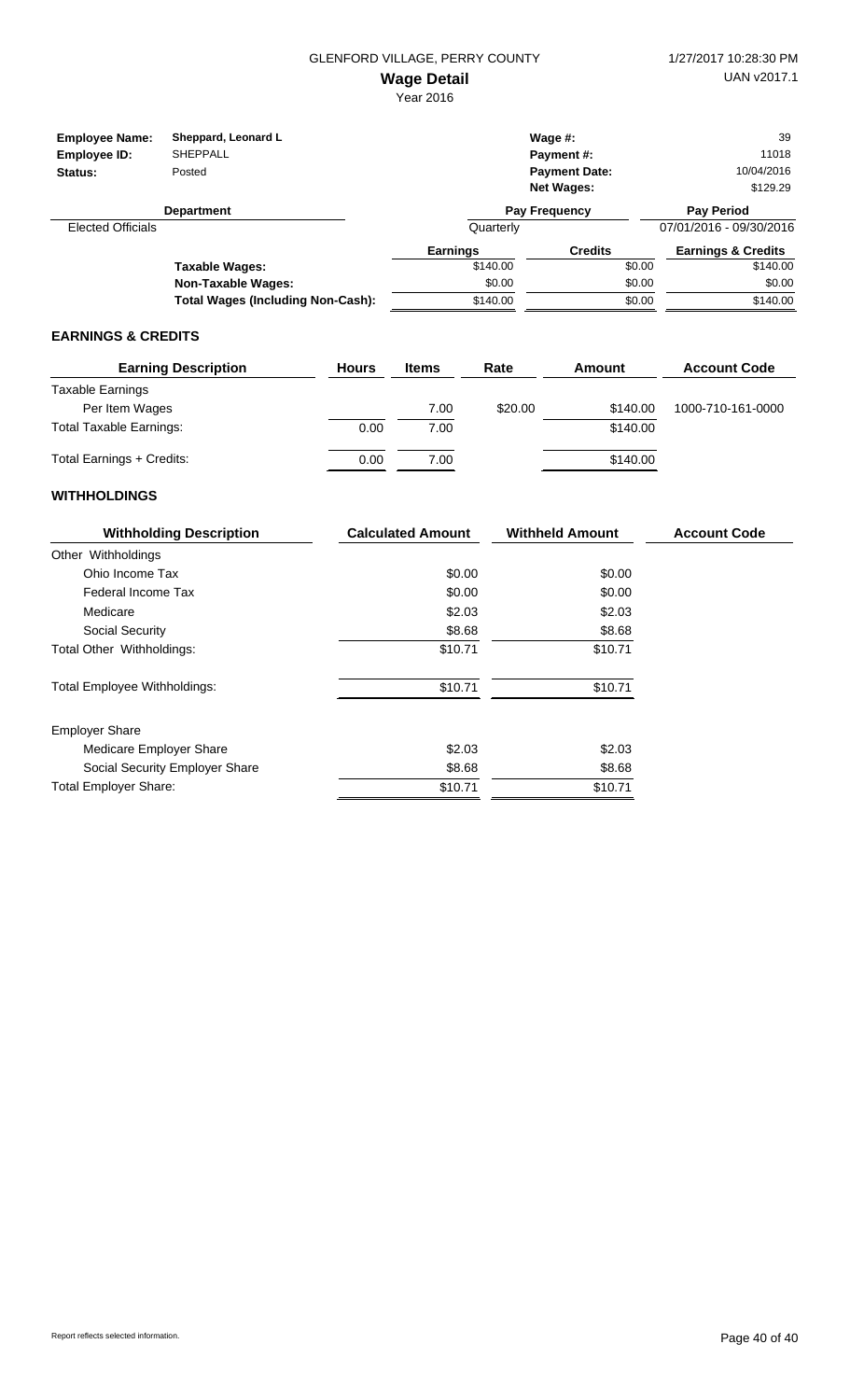GLENFORD VILLAGE, PERRY COUNTY

# Wage Detail

Year 2016

| | | | |
|---|---|---|---|
| **Employee Name:** | Sheppard, Leonard L | **Wage #:** | 39 |
| **Employee ID:** | SHEPPALL | **Payment #:** | 11018 |
| **Status:** | Posted | **Payment Date:** | 10/04/2016 |
| | | **Net Wages:** | $129.29 |

| Department | Pay Frequency | Pay Period |
|---|---|---|
| Elected Officials | Quarterly | 07/01/2016 - 09/30/2016 |

| | Earnings | Credits | Earnings & Credits |
|---|---|---|---|
| **Taxable Wages:** | $140.00 | $0.00 | $140.00 |
| **Non-Taxable Wages:** | $0.00 | $0.00 | $0.00 |
| **Total Wages (Including Non-Cash):** | $140.00 | $0.00 | $140.00 |

## EARNINGS & CREDITS

| Earning Description | Hours | Items | Rate | Amount | Account Code |
|---|---|---|---|---|---|
| Taxable Earnings | | | | | |
| Per Item Wages | | 7.00 | $20.00 | $140.00 | 1000-710-161-0000 |
| Total Taxable Earnings: | 0.00 | 7.00 | | $140.00 | |
| Total Earnings + Credits: | 0.00 | 7.00 | | $140.00 | |

## WITHHOLDINGS

| Withholding Description | Calculated Amount | Withheld Amount | Account Code |
|---|---|---|---|
| Other Withholdings | | | |
| Ohio Income Tax | $0.00 | $0.00 | |
| Federal Income Tax | $0.00 | $0.00 | |
| Medicare | $2.03 | $2.03 | |
| Social Security | $8.68 | $8.68 | |
| Total Other Withholdings: | $10.71 | $10.71 | |
| Total Employee Withholdings: | $10.71 | $10.71 | |
| Employer Share | | | |
| Medicare Employer Share | $2.03 | $2.03 | |
| Social Security Employer Share | $8.68 | $8.68 | |
| Total Employer Share: | $10.71 | $10.71 | |

Report reflects selected information.